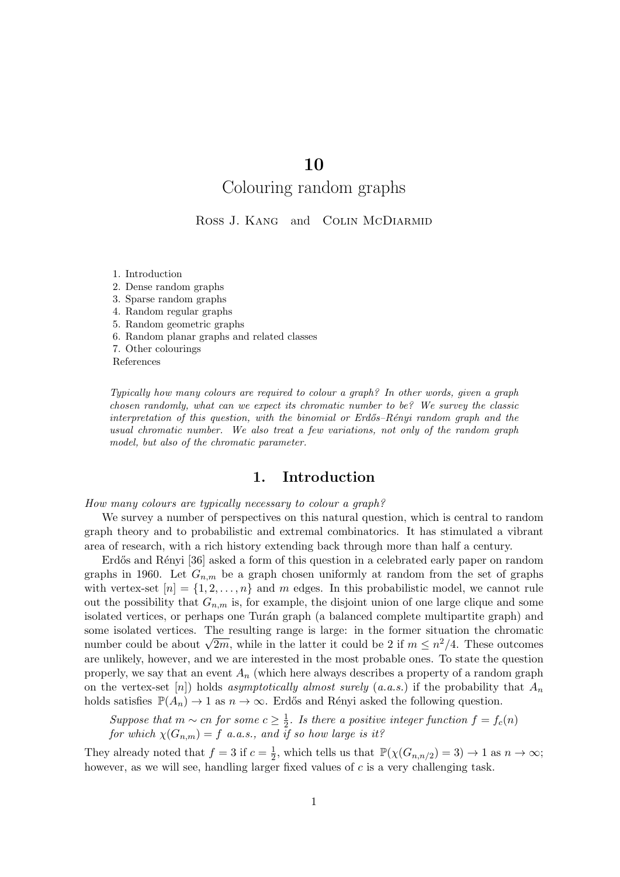# 10

# Colouring random graphs

Ross J. Kang and Colin McDiarmid

1. Introduction
2. Dense random graphs
3. Sparse random graphs
4. Random regular graphs
5. Random geometric graphs
6. Random planar graphs and related classes
7. Other colourings

References

*Typically how many colours are required to colour a graph? In other words, given a graph chosen randomly, what can we expect its chromatic number to be? We survey the classic interpretation of this question, with the binomial or Erdős–Rényi random graph and the usual chromatic number. We also treat a few variations, not only of the random graph model, but also of the chromatic parameter.*

## 1. Introduction

*How many colours are typically necessary to colour a graph?*

We survey a number of perspectives on this natural question, which is central to random graph theory and to probabilistic and extremal combinatorics. It has stimulated a vibrant area of research, with a rich history extending back through more than half a century.

Erdős and Rényi [36] asked a form of this question in a celebrated early paper on random graphs in 1960. Let $G_{n,m}$ be a graph chosen uniformly at random from the set of graphs with vertex-set $[n] = \{1, 2, \dots, n\}$ and $m$ edges. In this probabilistic model, we cannot rule out the possibility that $G_{n,m}$ is, for example, the disjoint union of one large clique and some isolated vertices, or perhaps one Turán graph (a balanced complete multipartite graph) and some isolated vertices. The resulting range is large: in the former situation the chromatic number could be about $\sqrt{2m}$, while in the latter it could be 2 if $m \le n^2/4$. These outcomes are unlikely, however, and we are interested in the most probable ones. To state the question properly, we say that an event $A_n$ (which here always describes a property of a random graph on the vertex-set $[n]$) holds *asymptotically almost surely* (*a.a.s.*) if the probability that $A_n$ holds satisfies $\mathbb{P}(A_n) \to 1$ as $n \to \infty$. Erdős and Rényi asked the following question.

> *Suppose that $m \sim cn$ for some $c \ge \frac{1}{2}$. Is there a positive integer function $f = f_c(n)$ for which $\chi(G_{n,m}) = f$ a.a.s., and if so how large is it?*

They already noted that $f = 3$ if $c = \frac{1}{2}$, which tells us that $\mathbb{P}(\chi(G_{n,n/2}) = 3) \to 1$ as $n \to \infty$; however, as we will see, handling larger fixed values of $c$ is a very challenging task.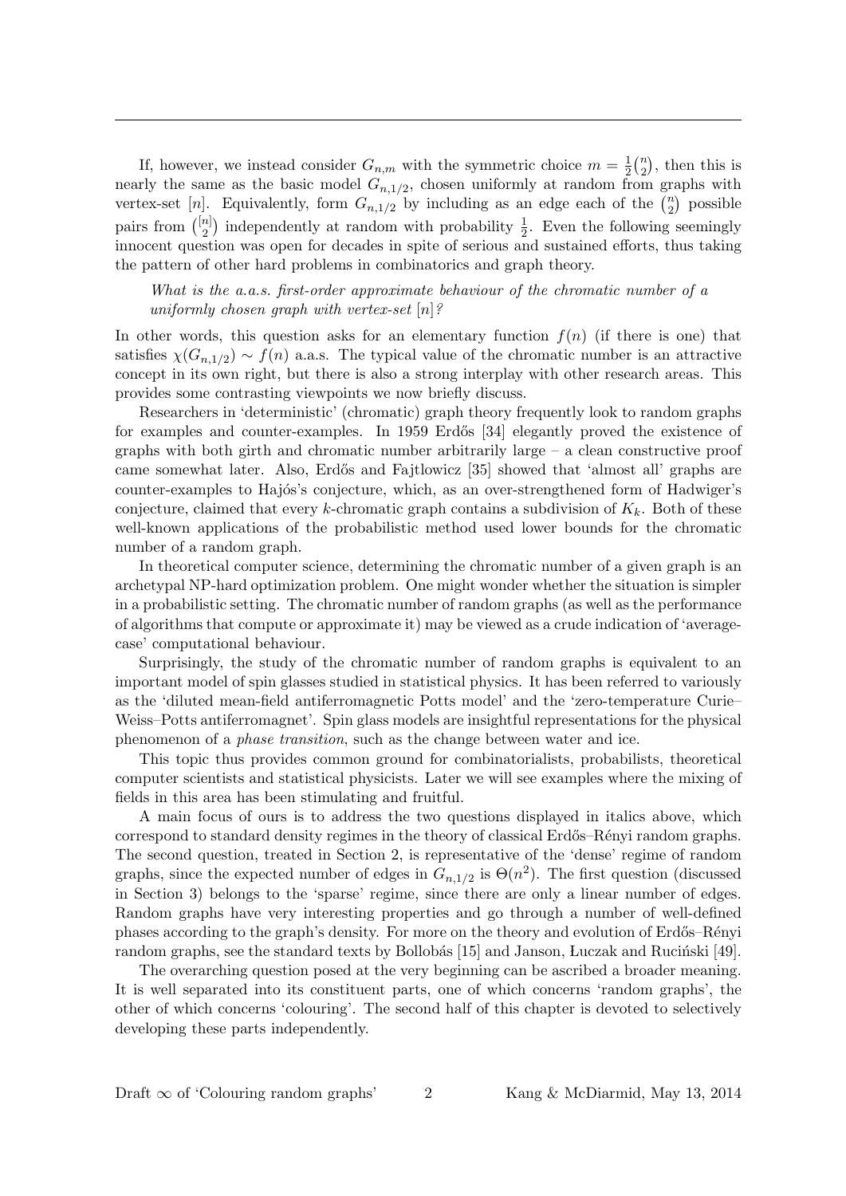If, however, we instead consider $G_{n,m}$ with the symmetric choice $m = \frac{1}{2}\binom{n}{2}$, then this is nearly the same as the basic model $G_{n,1/2}$, chosen uniformly at random from graphs with vertex-set $[n]$. Equivalently, form $G_{n,1/2}$ by including as an edge each of the $\binom{n}{2}$ possible pairs from $\binom{[n]}{2}$ independently at random with probability $\frac{1}{2}$. Even the following seemingly innocent question was open for decades in spite of serious and sustained efforts, thus taking the pattern of other hard problems in combinatorics and graph theory.

*What is the a.a.s. first-order approximate behaviour of the chromatic number of a uniformly chosen graph with vertex-set $[n]$?*

In other words, this question asks for an elementary function $f(n)$ (if there is one) that satisfies $\chi(G_{n,1/2}) \sim f(n)$ a.a.s. The typical value of the chromatic number is an attractive concept in its own right, but there is also a strong interplay with other research areas. This provides some contrasting viewpoints we now briefly discuss.

Researchers in 'deterministic' (chromatic) graph theory frequently look to random graphs for examples and counter-examples. In 1959 Erdős [34] elegantly proved the existence of graphs with both girth and chromatic number arbitrarily large – a clean constructive proof came somewhat later. Also, Erdős and Fajtlowicz [35] showed that 'almost all' graphs are counter-examples to Hajós's conjecture, which, as an over-strengthened form of Hadwiger's conjecture, claimed that every $k$-chromatic graph contains a subdivision of $K_k$. Both of these well-known applications of the probabilistic method used lower bounds for the chromatic number of a random graph.

In theoretical computer science, determining the chromatic number of a given graph is an archetypal NP-hard optimization problem. One might wonder whether the situation is simpler in a probabilistic setting. The chromatic number of random graphs (as well as the performance of algorithms that compute or approximate it) may be viewed as a crude indication of 'average-case' computational behaviour.

Surprisingly, the study of the chromatic number of random graphs is equivalent to an important model of spin glasses studied in statistical physics. It has been referred to variously as the 'diluted mean-field antiferromagnetic Potts model' and the 'zero-temperature Curie–Weiss–Potts antiferromagnet'. Spin glass models are insightful representations for the physical phenomenon of a *phase transition*, such as the change between water and ice.

This topic thus provides common ground for combinatorialists, probabilists, theoretical computer scientists and statistical physicists. Later we will see examples where the mixing of fields in this area has been stimulating and fruitful.

A main focus of ours is to address the two questions displayed in italics above, which correspond to standard density regimes in the theory of classical Erdős–Rényi random graphs. The second question, treated in Section 2, is representative of the 'dense' regime of random graphs, since the expected number of edges in $G_{n,1/2}$ is $\Theta(n^2)$. The first question (discussed in Section 3) belongs to the 'sparse' regime, since there are only a linear number of edges. Random graphs have very interesting properties and go through a number of well-defined phases according to the graph's density. For more on the theory and evolution of Erdős–Rényi random graphs, see the standard texts by Bollobás [15] and Janson, Łuczak and Ruciński [49].

The overarching question posed at the very beginning can be ascribed a broader meaning. It is well separated into its constituent parts, one of which concerns 'random graphs', the other of which concerns 'colouring'. The second half of this chapter is devoted to selectively developing these parts independently.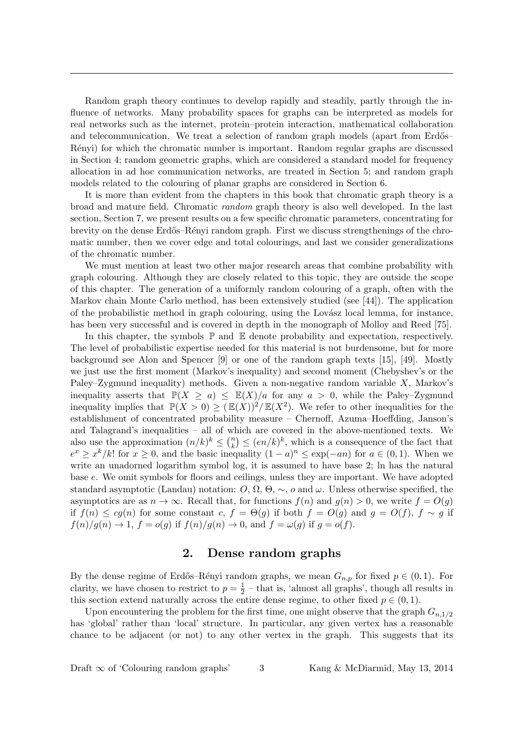Random graph theory continues to develop rapidly and steadily, partly through the influence of networks. Many probability spaces for graphs can be interpreted as models for real networks such as the internet, protein–protein interaction, mathematical collaboration and telecommunication. We treat a selection of random graph models (apart from Erdős–Rényi) for which the chromatic number is important. Random regular graphs are discussed in Section 4; random geometric graphs, which are considered a standard model for frequency allocation in ad hoc communication networks, are treated in Section 5; and random graph models related to the colouring of planar graphs are considered in Section 6.

It is more than evident from the chapters in this book that chromatic graph theory is a broad and mature field. Chromatic *random* graph theory is also well developed. In the last section, Section 7, we present results on a few specific chromatic parameters, concentrating for brevity on the dense Erdős–Rényi random graph. First we discuss strengthenings of the chromatic number, then we cover edge and total colourings, and last we consider generalizations of the chromatic number.

We must mention at least two other major research areas that combine probability with graph colouring. Although they are closely related to this topic, they are outside the scope of this chapter. The generation of a uniformly random colouring of a graph, often with the Markov chain Monte Carlo method, has been extensively studied (see [44]). The application of the probabilistic method in graph colouring, using the Lovász local lemma, for instance, has been very successful and is covered in depth in the monograph of Molloy and Reed [75].

In this chapter, the symbols $\mathbb{P}$ and $\mathbb{E}$ denote probability and expectation, respectively. The level of probabilistic expertise needed for this material is not burdensome, but for more background see Alon and Spencer [9] or one of the random graph texts [15], [49]. Mostly we just use the first moment (Markov's inequality) and second moment (Chebyshev's or the Paley–Zygmund inequality) methods. Given a non-negative random variable $X$, Markov's inequality asserts that $\mathbb{P}(X \geq a) \leq \mathbb{E}(X)/a$ for any $a > 0$, while the Paley–Zygmund inequality implies that $\mathbb{P}(X > 0) \geq (\mathbb{E}(X))^2/\mathbb{E}(X^2)$. We refer to other inequalities for the establishment of concentrated probability measure – Chernoff, Azuma–Hoeffding, Janson's and Talagrand's inequalities – all of which are covered in the above-mentioned texts. We also use the approximation $(n/k)^k \leq \binom{n}{k} \leq (en/k)^k$, which is a consequence of the fact that $e^x \geq x^k/k!$ for $x \geq 0$, and the basic inequality $(1-a)^n \leq \exp(-an)$ for $a \in (0,1)$. When we write an unadorned logarithm symbol log, it is assumed to have base 2; ln has the natural base $e$. We omit symbols for floors and ceilings, unless they are important. We have adopted standard asymptotic (Landau) notation: $O$, $\Omega$, $\Theta$, $\sim$, $o$ and $\omega$. Unless otherwise specified, the asymptotics are as $n \to \infty$. Recall that, for functions $f(n)$ and $g(n) > 0$, we write $f = O(g)$ if $f(n) \leq cg(n)$ for some constant $c$, $f = \Theta(g)$ if both $f = O(g)$ and $g = O(f)$, $f \sim g$ if $f(n)/g(n) \to 1$, $f = o(g)$ if $f(n)/g(n) \to 0$, and $f = \omega(g)$ if $g = o(f)$.

## 2. Dense random graphs

By the dense regime of Erdős–Rényi random graphs, we mean $G_{n,p}$ for fixed $p \in (0,1)$. For clarity, we have chosen to restrict to $p = \frac{1}{2}$ – that is, 'almost all graphs', though all results in this section extend naturally across the entire dense regime, to other fixed $p \in (0,1)$.

Upon encountering the problem for the first time, one might observe that the graph $G_{n,1/2}$ has 'global' rather than 'local' structure. In particular, any given vertex has a reasonable chance to be adjacent (or not) to any other vertex in the graph. This suggests that its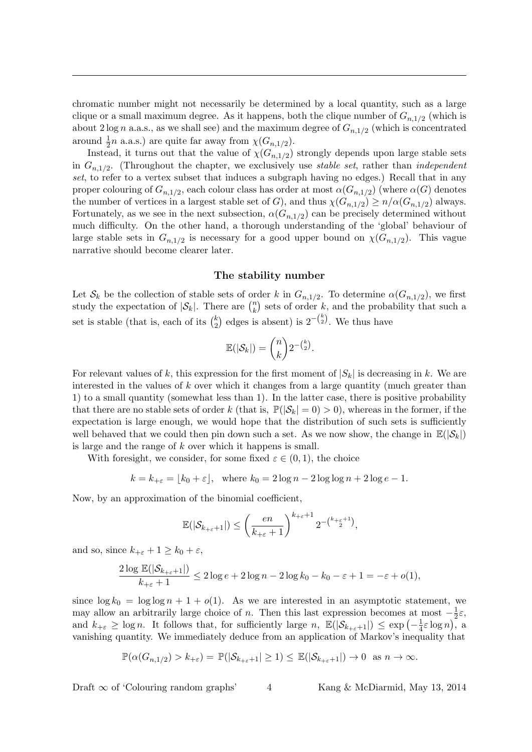chromatic number might not necessarily be determined by a local quantity, such as a large clique or a small maximum degree. As it happens, both the clique number of $G_{n,1/2}$ (which is about $2\log n$ a.a.s., as we shall see) and the maximum degree of $G_{n,1/2}$ (which is concentrated around $\frac{1}{2}n$ a.a.s.) are quite far away from $\chi(G_{n,1/2})$.

Instead, it turns out that the value of $\chi(G_{n,1/2})$ strongly depends upon large stable sets in $G_{n,1/2}$. (Throughout the chapter, we exclusively use *stable set*, rather than *independent set*, to refer to a vertex subset that induces a subgraph having no edges.) Recall that in any proper colouring of $G_{n,1/2}$, each colour class has order at most $\alpha(G_{n,1/2})$ (where $\alpha(G)$ denotes the number of vertices in a largest stable set of $G$), and thus $\chi(G_{n,1/2}) \geq n/\alpha(G_{n,1/2})$ always. Fortunately, as we see in the next subsection, $\alpha(G_{n,1/2})$ can be precisely determined without much difficulty. On the other hand, a thorough understanding of the 'global' behaviour of large stable sets in $G_{n,1/2}$ is necessary for a good upper bound on $\chi(G_{n,1/2})$. This vague narrative should become clearer later.

### The stability number

Let $\mathcal{S}_k$ be the collection of stable sets of order $k$ in $G_{n,1/2}$. To determine $\alpha(G_{n,1/2})$, we first study the expectation of $|\mathcal{S}_k|$. There are $\binom{n}{k}$ sets of order $k$, and the probability that such a set is stable (that is, each of its $\binom{k}{2}$ edges is absent) is $2^{-\binom{k}{2}}$. We thus have

$$\mathbb{E}(|\mathcal{S}_k|) = \binom{n}{k} 2^{-\binom{k}{2}}.$$

For relevant values of $k$, this expression for the first moment of $|S_k|$ is decreasing in $k$. We are interested in the values of $k$ over which it changes from a large quantity (much greater than 1) to a small quantity (somewhat less than 1). In the latter case, there is positive probability that there are no stable sets of order $k$ (that is, $\mathbb{P}(|\mathcal{S}_k| = 0) > 0$), whereas in the former, if the expectation is large enough, we would hope that the distribution of such sets is sufficiently well behaved that we could then pin down such a set. As we now show, the change in $\mathbb{E}(|\mathcal{S}_k|)$ is large and the range of $k$ over which it happens is small.

With foresight, we consider, for some fixed $\varepsilon \in (0, 1)$, the choice

$$k = k_{+\varepsilon} = \lfloor k_0 + \varepsilon \rfloor, \quad \text{where } k_0 = 2\log n - 2\log\log n + 2\log e - 1.$$

Now, by an approximation of the binomial coefficient,

$$\mathbb{E}(|\mathcal{S}_{k_{+\varepsilon}+1}|) \leq \left(\frac{en}{k_{+\varepsilon}+1}\right)^{k_{+\varepsilon}+1} 2^{-\binom{k_{+\varepsilon}+1}{2}},$$

and so, since $k_{+\varepsilon} + 1 \geq k_0 + \varepsilon$,

$$\frac{2\log \mathbb{E}(|\mathcal{S}_{k_{+\varepsilon}+1}|)}{k_{+\varepsilon}+1} \leq 2\log e + 2\log n - 2\log k_0 - k_0 - \varepsilon + 1 = -\varepsilon + o(1),$$

since $\log k_0 = \log\log n + 1 + o(1)$. As we are interested in an asymptotic statement, we may allow an arbitrarily large choice of $n$. Then this last expression becomes at most $-\frac{1}{2}\varepsilon$, and $k_{+\varepsilon} \geq \log n$. It follows that, for sufficiently large $n$, $\mathbb{E}(|\mathcal{S}_{k_{+\varepsilon}+1}|) \leq \exp\left(-\frac{1}{4}\varepsilon\log n\right)$, a vanishing quantity. We immediately deduce from an application of Markov's inequality that

$$\mathbb{P}(\alpha(G_{n,1/2}) > k_{+\varepsilon}) = \mathbb{P}(|\mathcal{S}_{k_{+\varepsilon}+1}| \geq 1) \leq \mathbb{E}(|\mathcal{S}_{k_{+\varepsilon}+1}|) \to 0 \quad \text{as } n \to \infty.$$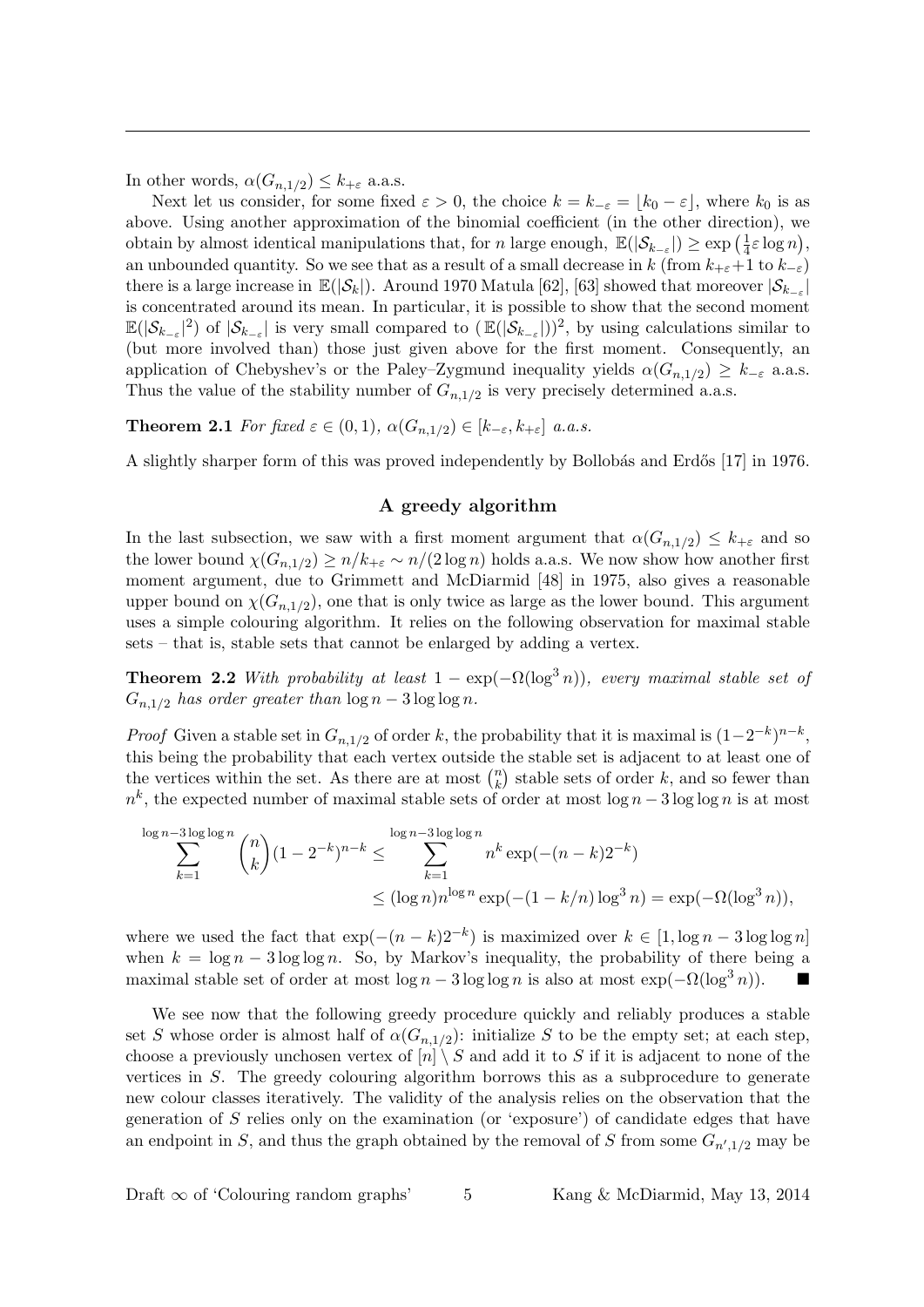In other words, $\alpha(G_{n,1/2}) \leq k_{+\varepsilon}$ a.a.s.

Next let us consider, for some fixed $\varepsilon > 0$, the choice $k = k_{-\varepsilon} = \lfloor k_0 - \varepsilon \rfloor$, where $k_0$ is as above. Using another approximation of the binomial coefficient (in the other direction), we obtain by almost identical manipulations that, for $n$ large enough, $\mathbb{E}(|\mathcal{S}_{k_{-\varepsilon}}|) \geq \exp\left(\frac{1}{4}\varepsilon \log n\right)$, an unbounded quantity. So we see that as a result of a small decrease in $k$ (from $k_{+\varepsilon}+1$ to $k_{-\varepsilon}$) there is a large increase in $\mathbb{E}(|\mathcal{S}_k|)$. Around 1970 Matula [62], [63] showed that moreover $|\mathcal{S}_{k_{-\varepsilon}}|$ is concentrated around its mean. In particular, it is possible to show that the second moment $\mathbb{E}(|\mathcal{S}_{k_{-\varepsilon}}|^2)$ of $|\mathcal{S}_{k_{-\varepsilon}}|$ is very small compared to $(\mathbb{E}(|\mathcal{S}_{k_{-\varepsilon}}|))^2$, by using calculations similar to (but more involved than) those just given above for the first moment. Consequently, an application of Chebyshev's or the Paley–Zygmund inequality yields $\alpha(G_{n,1/2}) \geq k_{-\varepsilon}$ a.a.s. Thus the value of the stability number of $G_{n,1/2}$ is very precisely determined a.a.s.

**Theorem 2.1** *For fixed $\varepsilon \in (0,1)$, $\alpha(G_{n,1/2}) \in [k_{-\varepsilon}, k_{+\varepsilon}]$ a.a.s.*

A slightly sharper form of this was proved independently by Bollobás and Erdős [17] in 1976.

### A greedy algorithm

In the last subsection, we saw with a first moment argument that $\alpha(G_{n,1/2}) \leq k_{+\varepsilon}$ and so the lower bound $\chi(G_{n,1/2}) \geq n/k_{+\varepsilon} \sim n/(2\log n)$ holds a.a.s. We now show how another first moment argument, due to Grimmett and McDiarmid [48] in 1975, also gives a reasonable upper bound on $\chi(G_{n,1/2})$, one that is only twice as large as the lower bound. This argument uses a simple colouring algorithm. It relies on the following observation for maximal stable sets – that is, stable sets that cannot be enlarged by adding a vertex.

**Theorem 2.2** *With probability at least $1 - \exp(-\Omega(\log^3 n))$, every maximal stable set of $G_{n,1/2}$ has order greater than $\log n - 3\log\log n$.*

*Proof* Given a stable set in $G_{n,1/2}$ of order $k$, the probability that it is maximal is $(1-2^{-k})^{n-k}$, this being the probability that each vertex outside the stable set is adjacent to at least one of the vertices within the set. As there are at most $\binom{n}{k}$ stable sets of order $k$, and so fewer than $n^k$, the expected number of maximal stable sets of order at most $\log n - 3\log\log n$ is at most

$$\begin{aligned}\sum_{k=1}^{\log n - 3\log\log n} \binom{n}{k}(1-2^{-k})^{n-k} &\leq \sum_{k=1}^{\log n - 3\log\log n} n^k \exp(-(n-k)2^{-k}) \\ &\leq (\log n) n^{\log n} \exp(-(1-k/n)\log^3 n) = \exp(-\Omega(\log^3 n)),\end{aligned}$$

where we used the fact that $\exp(-(n-k)2^{-k})$ is maximized over $k \in [1, \log n - 3\log\log n]$ when $k = \log n - 3\log\log n$. So, by Markov's inequality, the probability of there being a maximal stable set of order at most $\log n - 3\log\log n$ is also at most $\exp(-\Omega(\log^3 n))$. ∎

We see now that the following greedy procedure quickly and reliably produces a stable set $S$ whose order is almost half of $\alpha(G_{n,1/2})$: initialize $S$ to be the empty set; at each step, choose a previously unchosen vertex of $[n] \setminus S$ and add it to $S$ if it is adjacent to none of the vertices in $S$. The greedy colouring algorithm borrows this as a subprocedure to generate new colour classes iteratively. The validity of the analysis relies on the observation that the generation of $S$ relies only on the examination (or 'exposure') of candidate edges that have an endpoint in $S$, and thus the graph obtained by the removal of $S$ from some $G_{n',1/2}$ may be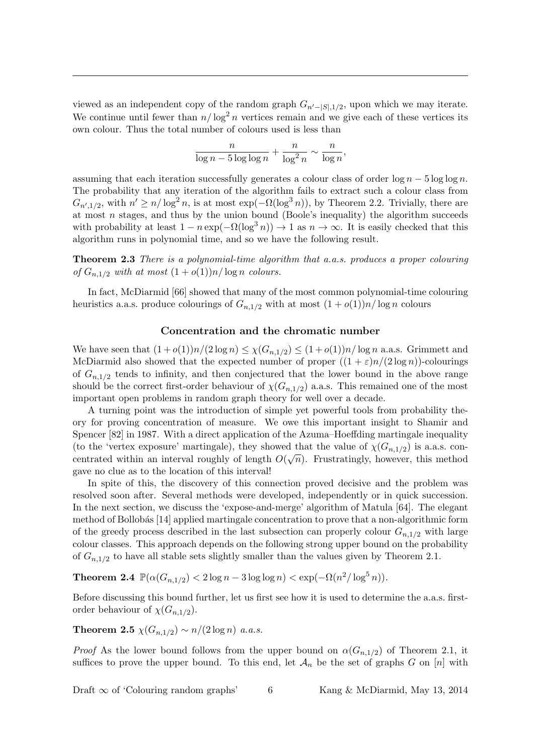viewed as an independent copy of the random graph $G_{n'-|S|,1/2}$, upon which we may iterate. We continue until fewer than $n/\log^2 n$ vertices remain and we give each of these vertices its own colour. Thus the total number of colours used is less than

$$\frac{n}{\log n - 5\log\log n} + \frac{n}{\log^2 n} \sim \frac{n}{\log n},$$

assuming that each iteration successfully generates a colour class of order $\log n - 5\log\log n$. The probability that any iteration of the algorithm fails to extract such a colour class from $G_{n',1/2}$, with $n' \geq n/\log^2 n$, is at most $\exp(-\Omega(\log^3 n))$, by Theorem 2.2. Trivially, there are at most $n$ stages, and thus by the union bound (Boole's inequality) the algorithm succeeds with probability at least $1 - n\exp(-\Omega(\log^3 n)) \to 1$ as $n \to \infty$. It is easily checked that this algorithm runs in polynomial time, and so we have the following result.

**Theorem 2.3** *There is a polynomial-time algorithm that a.a.s. produces a proper colouring of $G_{n,1/2}$ with at most $(1+o(1))n/\log n$ colours.*

In fact, McDiarmid [66] showed that many of the most common polynomial-time colouring heuristics a.a.s. produce colourings of $G_{n,1/2}$ with at most $(1+o(1))n/\log n$ colours

### Concentration and the chromatic number

We have seen that $(1+o(1))n/(2\log n) \leq \chi(G_{n,1/2}) \leq (1+o(1))n/\log n$ a.a.s. Grimmett and McDiarmid also showed that the expected number of proper $((1+\varepsilon)n/(2\log n))$-colourings of $G_{n,1/2}$ tends to infinity, and then conjectured that the lower bound in the above range should be the correct first-order behaviour of $\chi(G_{n,1/2})$ a.a.s. This remained one of the most important open problems in random graph theory for well over a decade.

A turning point was the introduction of simple yet powerful tools from probability theory for proving concentration of measure. We owe this important insight to Shamir and Spencer [82] in 1987. With a direct application of the Azuma–Hoeffding martingale inequality (to the 'vertex exposure' martingale), they showed that the value of $\chi(G_{n,1/2})$ is a.a.s. concentrated within an interval roughly of length $O(\sqrt{n})$. Frustratingly, however, this method gave no clue as to the location of this interval!

In spite of this, the discovery of this connection proved decisive and the problem was resolved soon after. Several methods were developed, independently or in quick succession. In the next section, we discuss the 'expose-and-merge' algorithm of Matula [64]. The elegant method of Bollobás [14] applied martingale concentration to prove that a non-algorithmic form of the greedy process described in the last subsection can properly colour $G_{n,1/2}$ with large colour classes. This approach depends on the following strong upper bound on the probability of $G_{n,1/2}$ to have all stable sets slightly smaller than the values given by Theorem 2.1.

**Theorem 2.4** $\mathbb{P}(\alpha(G_{n,1/2}) < 2\log n - 3\log\log n) < \exp(-\Omega(n^2/\log^5 n))$.

Before discussing this bound further, let us first see how it is used to determine the a.a.s. first-order behaviour of $\chi(G_{n,1/2})$.

**Theorem 2.5** *$\chi(G_{n,1/2}) \sim n/(2\log n)$ a.a.s.*

*Proof* As the lower bound follows from the upper bound on $\alpha(G_{n,1/2})$ of Theorem 2.1, it suffices to prove the upper bound. To this end, let $\mathcal{A}_n$ be the set of graphs $G$ on $[n]$ with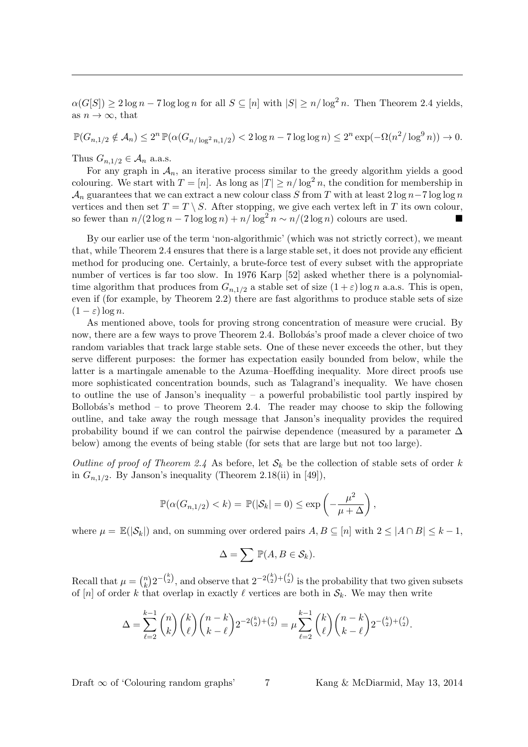$\alpha(G[S]) \geq 2\log n - 7\log\log n$ for all $S \subseteq [n]$ with $|S| \geq n/\log^2 n$. Then Theorem 2.4 yields, as $n \to \infty$, that

$$\mathbb{P}(G_{n,1/2} \notin \mathcal{A}_n) \leq 2^n\,\mathbb{P}(\alpha(G_{n/\log^2 n,1/2}) < 2\log n - 7\log\log n) \leq 2^n \exp(-\Omega(n^2/\log^9 n)) \to 0.$$

Thus $G_{n,1/2} \in \mathcal{A}_n$ a.a.s.

For any graph in $\mathcal{A}_n$, an iterative process similar to the greedy algorithm yields a good colouring. We start with $T = [n]$. As long as $|T| \geq n/\log^2 n$, the condition for membership in $\mathcal{A}_n$ guarantees that we can extract a new colour class $S$ from $T$ with at least $2\log n - 7\log\log n$ vertices and then set $T = T \setminus S$. After stopping, we give each vertex left in $T$ its own colour, so fewer than $n/(2\log n - 7\log\log n) + n/\log^2 n \sim n/(2\log n)$ colours are used. ■

By our earlier use of the term 'non-algorithmic' (which was not strictly correct), we meant that, while Theorem 2.4 ensures that there is a large stable set, it does not provide any efficient method for producing one. Certainly, a brute-force test of every subset with the appropriate number of vertices is far too slow. In 1976 Karp [52] asked whether there is a polynomial-time algorithm that produces from $G_{n,1/2}$ a stable set of size $(1+\varepsilon)\log n$ a.a.s. This is open, even if (for example, by Theorem 2.2) there are fast algorithms to produce stable sets of size $(1-\varepsilon)\log n$.

As mentioned above, tools for proving strong concentration of measure were crucial. By now, there are a few ways to prove Theorem 2.4. Bollobás's proof made a clever choice of two random variables that track large stable sets. One of these never exceeds the other, but they serve different purposes: the former has expectation easily bounded from below, while the latter is a martingale amenable to the Azuma–Hoeffding inequality. More direct proofs use more sophisticated concentration bounds, such as Talagrand's inequality. We have chosen to outline the use of Janson's inequality – a powerful probabilistic tool partly inspired by Bollobás's method – to prove Theorem 2.4. The reader may choose to skip the following outline, and take away the rough message that Janson's inequality provides the required probability bound if we can control the pairwise dependence (measured by a parameter $\Delta$ below) among the events of being stable (for sets that are large but not too large).

*Outline of proof of Theorem 2.4* As before, let $\mathcal{S}_k$ be the collection of stable sets of order $k$ in $G_{n,1/2}$. By Janson's inequality (Theorem 2.18(ii) in [49]),

$$\mathbb{P}(\alpha(G_{n,1/2}) < k) = \mathbb{P}(|\mathcal{S}_k| = 0) \leq \exp\left(-\frac{\mu^2}{\mu + \Delta}\right),$$

where $\mu = \mathbb{E}(|\mathcal{S}_k|)$ and, on summing over ordered pairs $A, B \subseteq [n]$ with $2 \leq |A \cap B| \leq k-1$,

$$\Delta = \sum \mathbb{P}(A, B \in \mathcal{S}_k).$$

Recall that $\mu = \binom{n}{k}2^{-\binom{k}{2}}$, and observe that $2^{-2\binom{k}{2}+\binom{\ell}{2}}$ is the probability that two given subsets of $[n]$ of order $k$ that overlap in exactly $\ell$ vertices are both in $\mathcal{S}_k$. We may then write

$$\Delta = \sum_{\ell=2}^{k-1}\binom{n}{k}\binom{k}{\ell}\binom{n-k}{k-\ell}2^{-2\binom{k}{2}+\binom{\ell}{2}} = \mu\sum_{\ell=2}^{k-1}\binom{k}{\ell}\binom{n-k}{k-\ell}2^{-\binom{k}{2}+\binom{\ell}{2}}.$$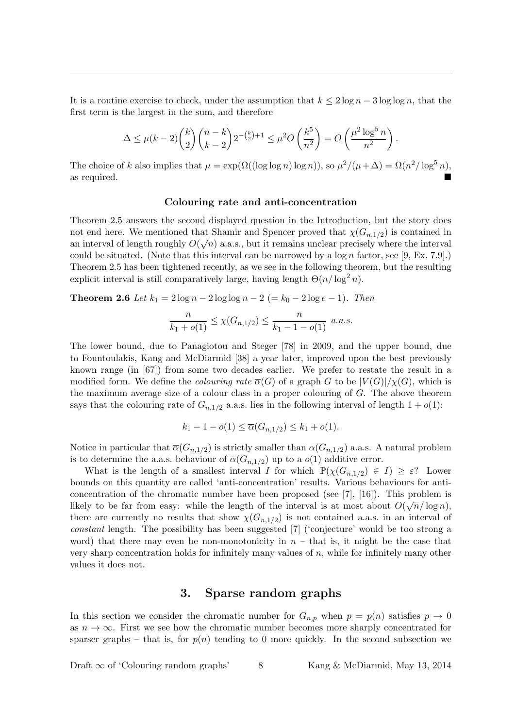It is a routine exercise to check, under the assumption that $k \leq 2\log n - 3\log\log n$, that the first term is the largest in the sum, and therefore

$$\Delta \leq \mu(k-2)\binom{k}{2}\binom{n-k}{k-2}2^{-\binom{k}{2}+1} \leq \mu^2 O\left(\frac{k^5}{n^2}\right) = O\left(\frac{\mu^2\log^5 n}{n^2}\right).$$

The choice of $k$ also implies that $\mu = \exp(\Omega((\log\log n)\log n))$, so $\mu^2/(\mu+\Delta) = \Omega(n^2/\log^5 n)$, as required. ■

### Colouring rate and anti-concentration

Theorem 2.5 answers the second displayed question in the Introduction, but the story does not end here. We mentioned that Shamir and Spencer proved that $\chi(G_{n,1/2})$ is contained in an interval of length roughly $O(\sqrt{n})$ a.a.s., but it remains unclear precisely where the interval could be situated. (Note that this interval can be narrowed by a $\log n$ factor, see [9, Ex. 7.9].) Theorem 2.5 has been tightened recently, as we see in the following theorem, but the resulting explicit interval is still comparatively large, having length $\Theta(n/\log^2 n)$.

**Theorem 2.6** *Let $k_1 = 2\log n - 2\log\log n - 2$ $(= k_0 - 2\log e - 1)$. Then*

$$\frac{n}{k_1 + o(1)} \leq \chi(G_{n,1/2}) \leq \frac{n}{k_1 - 1 - o(1)} \text{ a.a.s.}$$

The lower bound, due to Panagiotou and Steger [78] in 2009, and the upper bound, due to Fountoulakis, Kang and McDiarmid [38] a year later, improved upon the best previously known range (in [67]) from some two decades earlier. We prefer to restate the result in a modified form. We define the *colouring rate* $\overline{\alpha}(G)$ of a graph $G$ to be $|V(G)|/\chi(G)$, which is the maximum average size of a colour class in a proper colouring of $G$. The above theorem says that the colouring rate of $G_{n,1/2}$ a.a.s. lies in the following interval of length $1 + o(1)$:

$$k_1 - 1 - o(1) \leq \overline{\alpha}(G_{n,1/2}) \leq k_1 + o(1).$$

Notice in particular that $\overline{\alpha}(G_{n,1/2})$ is strictly smaller than $\alpha(G_{n,1/2})$ a.a.s. A natural problem is to determine the a.a.s. behaviour of $\overline{\alpha}(G_{n,1/2})$ up to a $o(1)$ additive error.

What is the length of a smallest interval $I$ for which $\mathbb{P}(\chi(G_{n,1/2}) \in I) \geq \varepsilon$? Lower bounds on this quantity are called 'anti-concentration' results. Various behaviours for anti-concentration of the chromatic number have been proposed (see [7], [16]). This problem is likely to be far from easy: while the length of the interval is at most about $O(\sqrt{n}/\log n)$, there are currently no results that show $\chi(G_{n,1/2})$ is not contained a.a.s. in an interval of *constant* length. The possibility has been suggested [7] ('conjecture' would be too strong a word) that there may even be non-monotonicity in $n$ – that is, it might be the case that very sharp concentration holds for infinitely many values of $n$, while for infinitely many other values it does not.

## 3. Sparse random graphs

In this section we consider the chromatic number for $G_{n,p}$ when $p = p(n)$ satisfies $p \to 0$ as $n \to \infty$. First we see how the chromatic number becomes more sharply concentrated for sparser graphs – that is, for $p(n)$ tending to 0 more quickly. In the second subsection we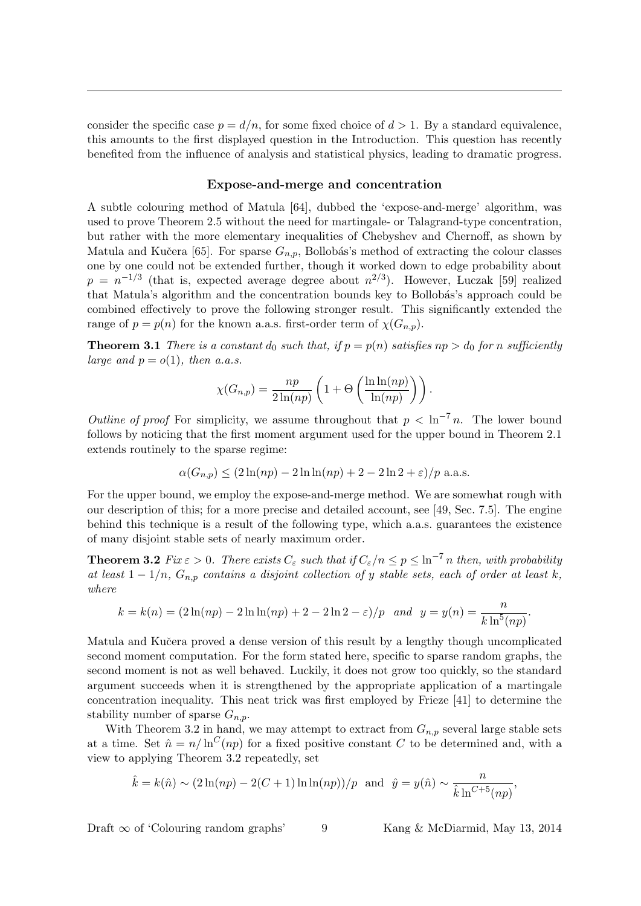consider the specific case $p = d/n$, for some fixed choice of $d > 1$. By a standard equivalence, this amounts to the first displayed question in the Introduction. This question has recently benefited from the influence of analysis and statistical physics, leading to dramatic progress.

### Expose-and-merge and concentration

A subtle colouring method of Matula [64], dubbed the 'expose-and-merge' algorithm, was used to prove Theorem 2.5 without the need for martingale- or Talagrand-type concentration, but rather with the more elementary inequalities of Chebyshev and Chernoff, as shown by Matula and Kučera [65]. For sparse $G_{n,p}$, Bollobás's method of extracting the colour classes one by one could not be extended further, though it worked down to edge probability about $p = n^{-1/3}$ (that is, expected average degree about $n^{2/3}$). However, Łuczak [59] realized that Matula's algorithm and the concentration bounds key to Bollobás's approach could be combined effectively to prove the following stronger result. This significantly extended the range of $p = p(n)$ for the known a.a.s. first-order term of $\chi(G_{n,p})$.

**Theorem 3.1** *There is a constant $d_0$ such that, if $p = p(n)$ satisfies $np > d_0$ for $n$ sufficiently large and $p = o(1)$, then a.a.s.*

$$\chi(G_{n,p}) = \frac{np}{2\ln(np)}\left(1 + \Theta\left(\frac{\ln\ln(np)}{\ln(np)}\right)\right).$$

*Outline of proof* For simplicity, we assume throughout that $p < \ln^{-7} n$. The lower bound follows by noticing that the first moment argument used for the upper bound in Theorem 2.1 extends routinely to the sparse regime:

$$\alpha(G_{n,p}) \le (2\ln(np) - 2\ln\ln(np) + 2 - 2\ln 2 + \varepsilon)/p \text{ a.a.s.}$$

For the upper bound, we employ the expose-and-merge method. We are somewhat rough with our description of this; for a more precise and detailed account, see [49, Sec. 7.5]. The engine behind this technique is a result of the following type, which a.a.s. guarantees the existence of many disjoint stable sets of nearly maximum order.

**Theorem 3.2** *Fix $\varepsilon > 0$. There exists $C_\varepsilon$ such that if $C_\varepsilon/n \le p \le \ln^{-7} n$ then, with probability at least $1 - 1/n$, $G_{n,p}$ contains a disjoint collection of $y$ stable sets, each of order at least $k$, where*

$$k = k(n) = (2\ln(np) - 2\ln\ln(np) + 2 - 2\ln 2 - \varepsilon)/p \quad \text{and} \quad y = y(n) = \frac{n}{k\ln^5(np)}.$$

Matula and Kučera proved a dense version of this result by a lengthy though uncomplicated second moment computation. For the form stated here, specific to sparse random graphs, the second moment is not as well behaved. Luckily, it does not grow too quickly, so the standard argument succeeds when it is strengthened by the appropriate application of a martingale concentration inequality. This neat trick was first employed by Frieze [41] to determine the stability number of sparse $G_{n,p}$.

With Theorem 3.2 in hand, we may attempt to extract from $G_{n,p}$ several large stable sets at a time. Set $\hat{n} = n/\ln^C(np)$ for a fixed positive constant $C$ to be determined and, with a view to applying Theorem 3.2 repeatedly, set

$$\hat{k} = k(\hat{n}) \sim (2\ln(np) - 2(C+1)\ln\ln(np))/p \quad \text{and} \quad \hat{y} = y(\hat{n}) \sim \frac{n}{\hat{k}\ln^{C+5}(np)},$$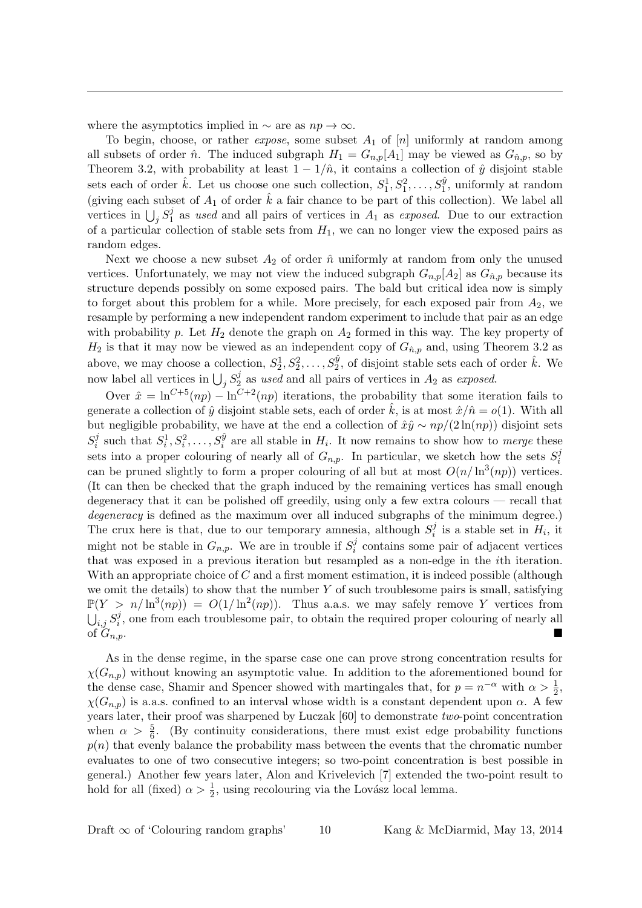where the asymptotics implied in $\sim$ are as $np \to \infty$.

To begin, choose, or rather *expose*, some subset $A_1$ of $[n]$ uniformly at random among all subsets of order $\hat{n}$. The induced subgraph $H_1 = G_{n,p}[A_1]$ may be viewed as $G_{\hat{n},p}$, so by Theorem 3.2, with probability at least $1 - 1/\hat{n}$, it contains a collection of $\hat{y}$ disjoint stable sets each of order $\hat{k}$. Let us choose one such collection, $S_1^1, S_1^2, \ldots, S_1^{\hat{y}}$, uniformly at random (giving each subset of $A_1$ of order $\hat{k}$ a fair chance to be part of this collection). We label all vertices in $\bigcup_j S_1^j$ as *used* and all pairs of vertices in $A_1$ as *exposed*. Due to our extraction of a particular collection of stable sets from $H_1$, we can no longer view the exposed pairs as random edges.

Next we choose a new subset $A_2$ of order $\hat{n}$ uniformly at random from only the unused vertices. Unfortunately, we may not view the induced subgraph $G_{n,p}[A_2]$ as $G_{\hat{n},p}$ because its structure depends possibly on some exposed pairs. The bald but critical idea now is simply to forget about this problem for a while. More precisely, for each exposed pair from $A_2$, we resample by performing a new independent random experiment to include that pair as an edge with probability $p$. Let $H_2$ denote the graph on $A_2$ formed in this way. The key property of $H_2$ is that it may now be viewed as an independent copy of $G_{\hat{n},p}$ and, using Theorem 3.2 as above, we may choose a collection, $S_2^1, S_2^2, \ldots, S_2^{\hat{y}}$, of disjoint stable sets each of order $\hat{k}$. We now label all vertices in $\bigcup_j S_2^j$ as *used* and all pairs of vertices in $A_2$ as *exposed*.

Over $\hat{x} = \ln^{C+5}(np) - \ln^{C+2}(np)$ iterations, the probability that some iteration fails to generate a collection of $\hat{y}$ disjoint stable sets, each of order $\hat{k}$, is at most $\hat{x}/\hat{n} = o(1)$. With all but negligible probability, we have at the end a collection of $\hat{x}\hat{y} \sim np/(2\ln(np))$ disjoint sets $S_i^j$ such that $S_i^1, S_i^2, \ldots, S_i^{\hat{y}}$ are all stable in $H_i$. It now remains to show how to *merge* these sets into a proper colouring of nearly all of $G_{n,p}$. In particular, we sketch how the sets $S_i^j$ can be pruned slightly to form a proper colouring of all but at most $O(n/\ln^3(np))$ vertices. (It can then be checked that the graph induced by the remaining vertices has small enough degeneracy that it can be polished off greedily, using only a few extra colours — recall that *degeneracy* is defined as the maximum over all induced subgraphs of the minimum degree.) The crux here is that, due to our temporary amnesia, although $S_i^j$ is a stable set in $H_i$, it might not be stable in $G_{n,p}$. We are in trouble if $S_i^j$ contains some pair of adjacent vertices that was exposed in a previous iteration but resampled as a non-edge in the $i$th iteration. With an appropriate choice of $C$ and a first moment estimation, it is indeed possible (although we omit the details) to show that the number $Y$ of such troublesome pairs is small, satisfying $\mathbb{P}(Y > n/\ln^3(np)) = O(1/\ln^2(np))$. Thus a.a.s. we may safely remove $Y$ vertices from $\bigcup_{i,j} S_i^j$, one from each troublesome pair, to obtain the required proper colouring of nearly all of $G_{n,p}$. ■

As in the dense regime, in the sparse case one can prove strong concentration results for $\chi(G_{n,p})$ without knowing an asymptotic value. In addition to the aforementioned bound for the dense case, Shamir and Spencer showed with martingales that, for $p = n^{-\alpha}$ with $\alpha > \frac{1}{2}$, $\chi(G_{n,p})$ is a.a.s. confined to an interval whose width is a constant dependent upon $\alpha$. A few years later, their proof was sharpened by Łuczak [60] to demonstrate *two*-point concentration when $\alpha > \frac{5}{6}$. (By continuity considerations, there must exist edge probability functions $p(n)$ that evenly balance the probability mass between the events that the chromatic number evaluates to one of two consecutive integers; so two-point concentration is best possible in general.) Another few years later, Alon and Krivelevich [7] extended the two-point result to hold for all (fixed) $\alpha > \frac{1}{2}$, using recolouring via the Lovász local lemma.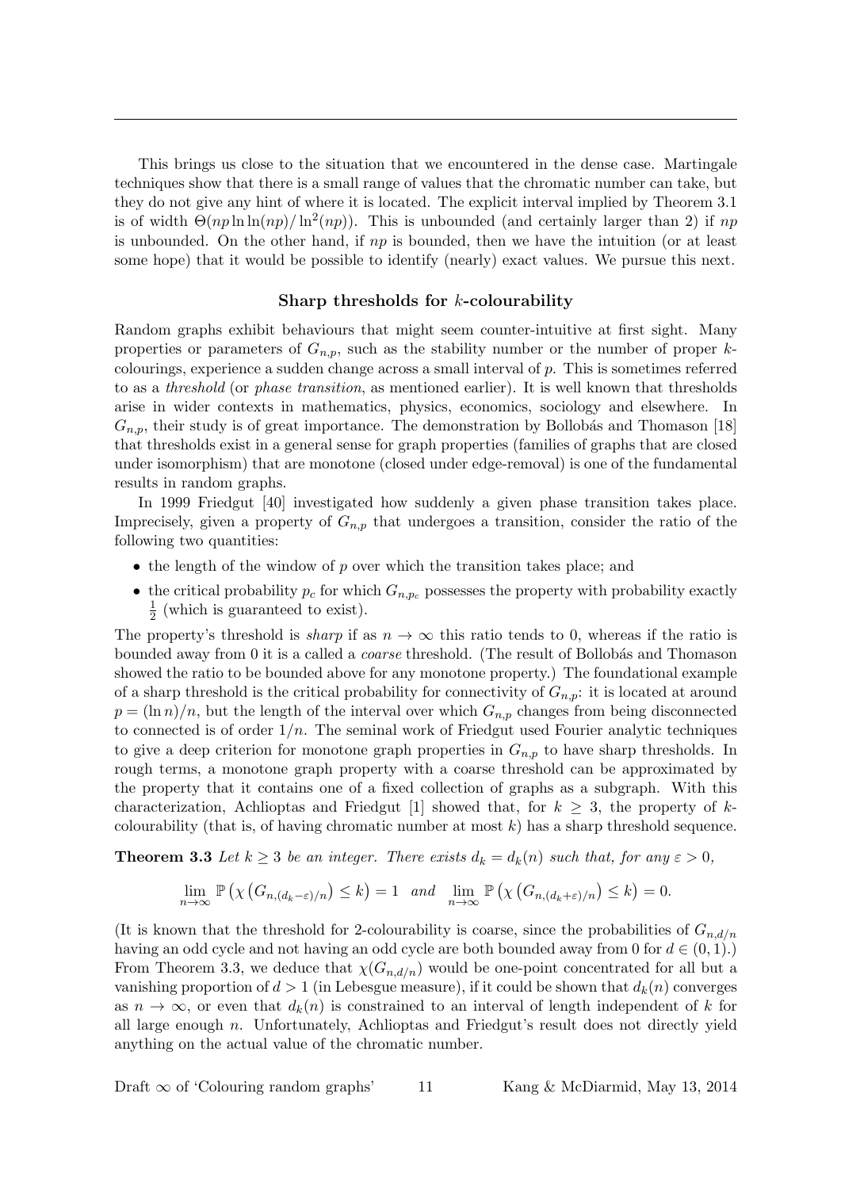This brings us close to the situation that we encountered in the dense case. Martingale techniques show that there is a small range of values that the chromatic number can take, but they do not give any hint of where it is located. The explicit interval implied by Theorem 3.1 is of width $\Theta(np \ln\ln(np)/\ln^2(np))$. This is unbounded (and certainly larger than 2) if $np$ is unbounded. On the other hand, if $np$ is bounded, then we have the intuition (or at least some hope) that it would be possible to identify (nearly) exact values. We pursue this next.

### Sharp thresholds for $k$-colourability

Random graphs exhibit behaviours that might seem counter-intuitive at first sight. Many properties or parameters of $G_{n,p}$, such as the stability number or the number of proper $k$-colourings, experience a sudden change across a small interval of $p$. This is sometimes referred to as a *threshold* (or *phase transition*, as mentioned earlier). It is well known that thresholds arise in wider contexts in mathematics, physics, economics, sociology and elsewhere. In $G_{n,p}$, their study is of great importance. The demonstration by Bollobás and Thomason [18] that thresholds exist in a general sense for graph properties (families of graphs that are closed under isomorphism) that are monotone (closed under edge-removal) is one of the fundamental results in random graphs.

In 1999 Friedgut [40] investigated how suddenly a given phase transition takes place. Imprecisely, given a property of $G_{n,p}$ that undergoes a transition, consider the ratio of the following two quantities:

- the length of the window of $p$ over which the transition takes place; and
- the critical probability $p_c$ for which $G_{n,p_c}$ possesses the property with probability exactly $\frac{1}{2}$ (which is guaranteed to exist).

The property's threshold is *sharp* if as $n \to \infty$ this ratio tends to 0, whereas if the ratio is bounded away from 0 it is a called a *coarse* threshold. (The result of Bollobás and Thomason showed the ratio to be bounded above for any monotone property.) The foundational example of a sharp threshold is the critical probability for connectivity of $G_{n,p}$: it is located at around $p = (\ln n)/n$, but the length of the interval over which $G_{n,p}$ changes from being disconnected to connected is of order $1/n$. The seminal work of Friedgut used Fourier analytic techniques to give a deep criterion for monotone graph properties in $G_{n,p}$ to have sharp thresholds. In rough terms, a monotone graph property with a coarse threshold can be approximated by the property that it contains one of a fixed collection of graphs as a subgraph. With this characterization, Achlioptas and Friedgut [1] showed that, for $k \geq 3$, the property of $k$-colourability (that is, of having chromatic number at most $k$) has a sharp threshold sequence.

**Theorem 3.3** *Let $k \geq 3$ be an integer. There exists $d_k = d_k(n)$ such that, for any $\varepsilon > 0$,*

$$\lim_{n\to\infty} \mathbb{P}\left(\chi\left(G_{n,(d_k-\varepsilon)/n}\right) \leq k\right) = 1 \quad \text{and} \quad \lim_{n\to\infty} \mathbb{P}\left(\chi\left(G_{n,(d_k+\varepsilon)/n}\right) \leq k\right) = 0.$$

(It is known that the threshold for 2-colourability is coarse, since the probabilities of $G_{n,d/n}$ having an odd cycle and not having an odd cycle are both bounded away from 0 for $d \in (0,1)$.) From Theorem 3.3, we deduce that $\chi(G_{n,d/n})$ would be one-point concentrated for all but a vanishing proportion of $d > 1$ (in Lebesgue measure), if it could be shown that $d_k(n)$ converges as $n \to \infty$, or even that $d_k(n)$ is constrained to an interval of length independent of $k$ for all large enough $n$. Unfortunately, Achlioptas and Friedgut's result does not directly yield anything on the actual value of the chromatic number.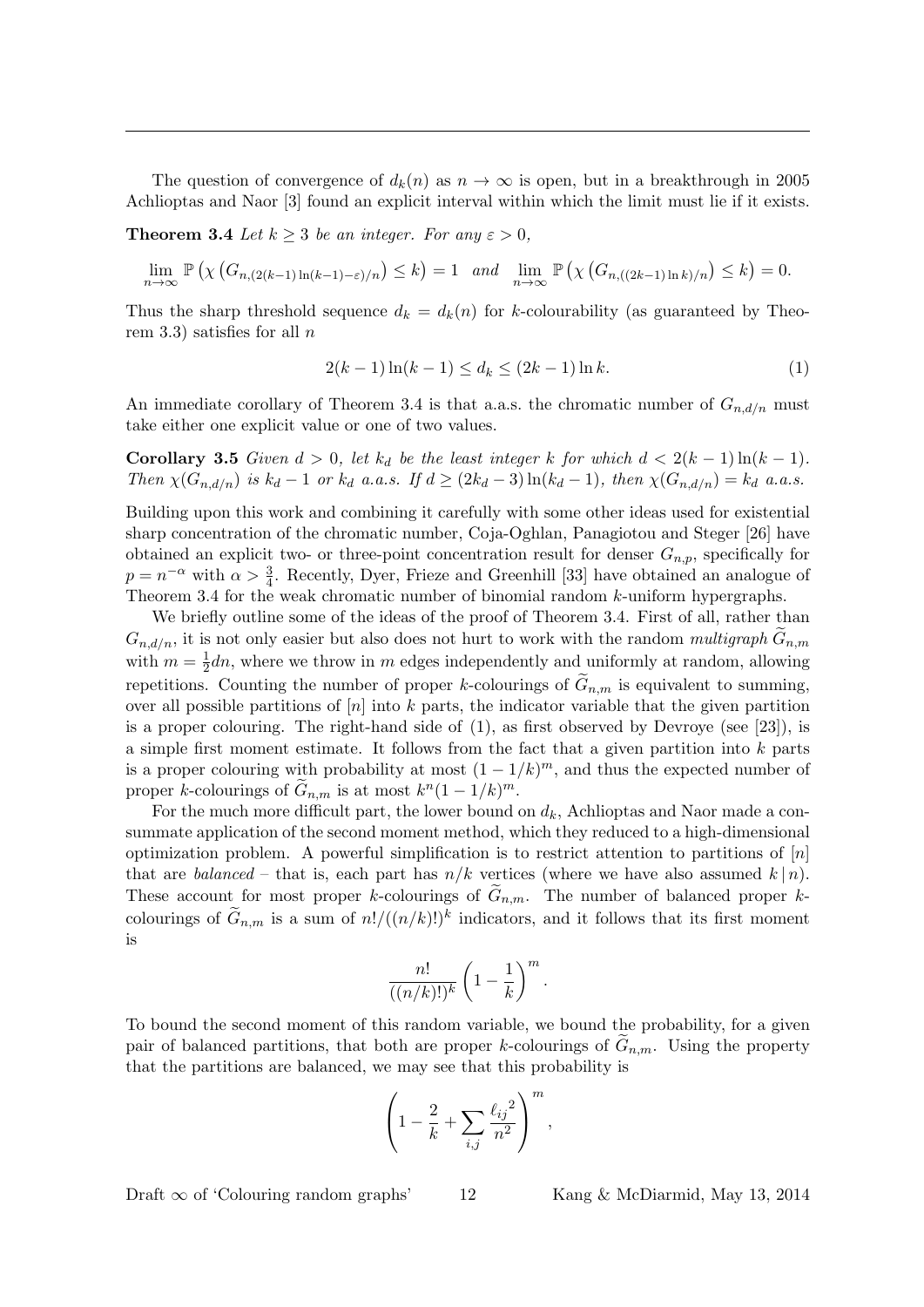The question of convergence of $d_k(n)$ as $n \to \infty$ is open, but in a breakthrough in 2005 Achlioptas and Naor [3] found an explicit interval within which the limit must lie if it exists.

**Theorem 3.4** *Let $k \geq 3$ be an integer. For any $\varepsilon > 0$,*

$$\lim_{n\to\infty} \mathbb{P}\left(\chi\left(G_{n,(2(k-1)\ln(k-1)-\varepsilon)/n}\right) \leq k\right) = 1 \quad \textit{and} \quad \lim_{n\to\infty} \mathbb{P}\left(\chi\left(G_{n,((2k-1)\ln k)/n}\right) \leq k\right) = 0.$$

Thus the sharp threshold sequence $d_k = d_k(n)$ for $k$-colourability (as guaranteed by Theorem 3.3) satisfies for all $n$

$$2(k-1)\ln(k-1) \leq d_k \leq (2k-1)\ln k. \tag{1}$$

An immediate corollary of Theorem 3.4 is that a.a.s. the chromatic number of $G_{n,d/n}$ must take either one explicit value or one of two values.

**Corollary 3.5** *Given $d > 0$, let $k_d$ be the least integer $k$ for which $d < 2(k-1)\ln(k-1)$. Then $\chi(G_{n,d/n})$ is $k_d - 1$ or $k_d$ a.a.s. If $d \geq (2k_d - 3)\ln(k_d - 1)$, then $\chi(G_{n,d/n}) = k_d$ a.a.s.*

Building upon this work and combining it carefully with some other ideas used for existential sharp concentration of the chromatic number, Coja-Oghlan, Panagiotou and Steger [26] have obtained an explicit two- or three-point concentration result for denser $G_{n,p}$, specifically for $p = n^{-\alpha}$ with $\alpha > \frac{3}{4}$. Recently, Dyer, Frieze and Greenhill [33] have obtained an analogue of Theorem 3.4 for the weak chromatic number of binomial random $k$-uniform hypergraphs.

We briefly outline some of the ideas of the proof of Theorem 3.4. First of all, rather than $G_{n,d/n}$, it is not only easier but also does not hurt to work with the random *multigraph* $\widetilde{G}_{n,m}$ with $m = \frac{1}{2}dn$, where we throw in $m$ edges independently and uniformly at random, allowing repetitions. Counting the number of proper $k$-colourings of $\widetilde{G}_{n,m}$ is equivalent to summing, over all possible partitions of $[n]$ into $k$ parts, the indicator variable that the given partition is a proper colouring. The right-hand side of (1), as first observed by Devroye (see [23]), is a simple first moment estimate. It follows from the fact that a given partition into $k$ parts is a proper colouring with probability at most $(1 - 1/k)^m$, and thus the expected number of proper $k$-colourings of $\widetilde{G}_{n,m}$ is at most $k^n(1 - 1/k)^m$.

For the much more difficult part, the lower bound on $d_k$, Achlioptas and Naor made a consummate application of the second moment method, which they reduced to a high-dimensional optimization problem. A powerful simplification is to restrict attention to partitions of $[n]$ that are *balanced* – that is, each part has $n/k$ vertices (where we have also assumed $k \mid n$). These account for most proper $k$-colourings of $\widetilde{G}_{n,m}$. The number of balanced proper $k$-colourings of $\widetilde{G}_{n,m}$ is a sum of $n!/((n/k)!)^k$ indicators, and it follows that its first moment is

$$\frac{n!}{((n/k)!)^k}\left(1 - \frac{1}{k}\right)^m.$$

To bound the second moment of this random variable, we bound the probability, for a given pair of balanced partitions, that both are proper $k$-colourings of $\widetilde{G}_{n,m}$. Using the property that the partitions are balanced, we may see that this probability is

$$\left(1 - \frac{2}{k} + \sum_{i,j} \frac{{\ell_{ij}}^2}{n^2}\right)^m,$$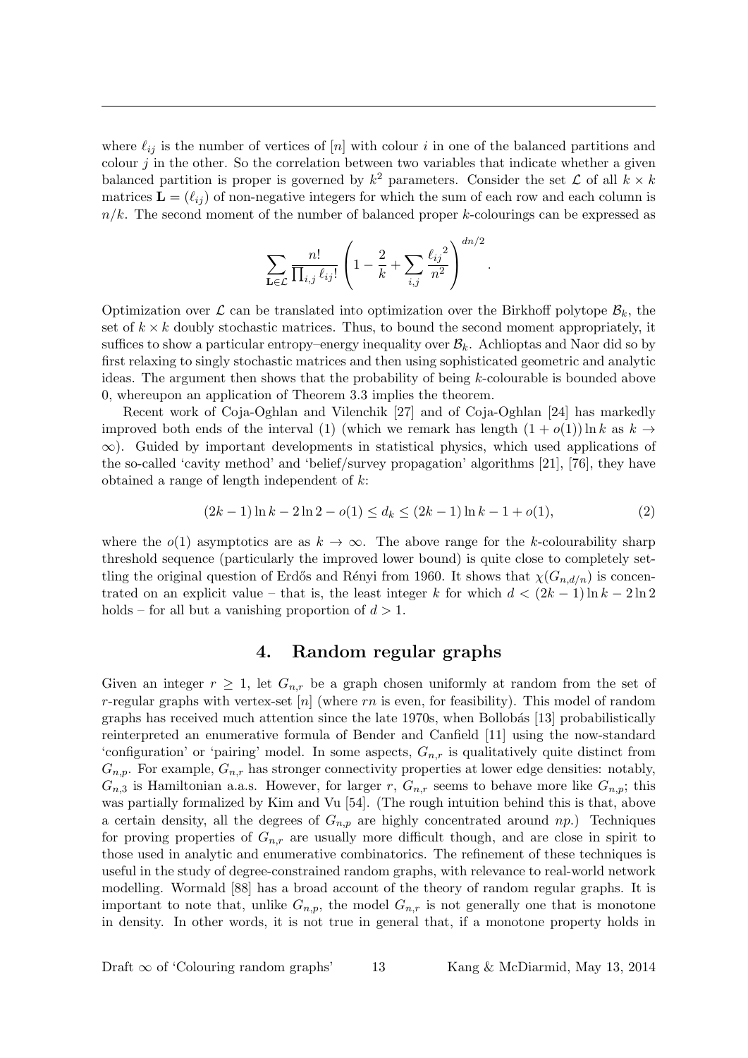where $\ell_{ij}$ is the number of vertices of $[n]$ with colour $i$ in one of the balanced partitions and colour $j$ in the other. So the correlation between two variables that indicate whether a given balanced partition is proper is governed by $k^2$ parameters. Consider the set $\mathcal{L}$ of all $k \times k$ matrices $\mathbf{L} = (\ell_{ij})$ of non-negative integers for which the sum of each row and each column is $n/k$. The second moment of the number of balanced proper $k$-colourings can be expressed as

$$\sum_{\mathbf{L} \in \mathcal{L}} \frac{n!}{\prod_{i,j} \ell_{ij}!} \left(1 - \frac{2}{k} + \sum_{i,j} \frac{{\ell_{ij}}^2}{n^2}\right)^{dn/2}.$$

Optimization over $\mathcal{L}$ can be translated into optimization over the Birkhoff polytope $\mathcal{B}_k$, the set of $k \times k$ doubly stochastic matrices. Thus, to bound the second moment appropriately, it suffices to show a particular entropy–energy inequality over $\mathcal{B}_k$. Achlioptas and Naor did so by first relaxing to singly stochastic matrices and then using sophisticated geometric and analytic ideas. The argument then shows that the probability of being $k$-colourable is bounded above 0, whereupon an application of Theorem 3.3 implies the theorem.

Recent work of Coja-Oghlan and Vilenchik [27] and of Coja-Oghlan [24] has markedly improved both ends of the interval (1) (which we remark has length $(1 + o(1)) \ln k$ as $k \to \infty$). Guided by important developments in statistical physics, which used applications of the so-called 'cavity method' and 'belief/survey propagation' algorithms [21], [76], they have obtained a range of length independent of $k$:

$$(2k - 1) \ln k - 2 \ln 2 - o(1) \le d_k \le (2k - 1) \ln k - 1 + o(1), \tag{2}$$

where the $o(1)$ asymptotics are as $k \to \infty$. The above range for the $k$-colourability sharp threshold sequence (particularly the improved lower bound) is quite close to completely settling the original question of Erdős and Rényi from 1960. It shows that $\chi(G_{n,d/n})$ is concentrated on an explicit value – that is, the least integer $k$ for which $d < (2k - 1) \ln k - 2 \ln 2$ holds – for all but a vanishing proportion of $d > 1$.

## 4. Random regular graphs

Given an integer $r \ge 1$, let $G_{n,r}$ be a graph chosen uniformly at random from the set of $r$-regular graphs with vertex-set $[n]$ (where $rn$ is even, for feasibility). This model of random graphs has received much attention since the late 1970s, when Bollobás [13] probabilistically reinterpreted an enumerative formula of Bender and Canfield [11] using the now-standard 'configuration' or 'pairing' model. In some aspects, $G_{n,r}$ is qualitatively quite distinct from $G_{n,p}$. For example, $G_{n,r}$ has stronger connectivity properties at lower edge densities: notably, $G_{n,3}$ is Hamiltonian a.a.s. However, for larger $r$, $G_{n,r}$ seems to behave more like $G_{n,p}$; this was partially formalized by Kim and Vu [54]. (The rough intuition behind this is that, above a certain density, all the degrees of $G_{n,p}$ are highly concentrated around $np$.) Techniques for proving properties of $G_{n,r}$ are usually more difficult though, and are close in spirit to those used in analytic and enumerative combinatorics. The refinement of these techniques is useful in the study of degree-constrained random graphs, with relevance to real-world network modelling. Wormald [88] has a broad account of the theory of random regular graphs. It is important to note that, unlike $G_{n,p}$, the model $G_{n,r}$ is not generally one that is monotone in density. In other words, it is not true in general that, if a monotone property holds in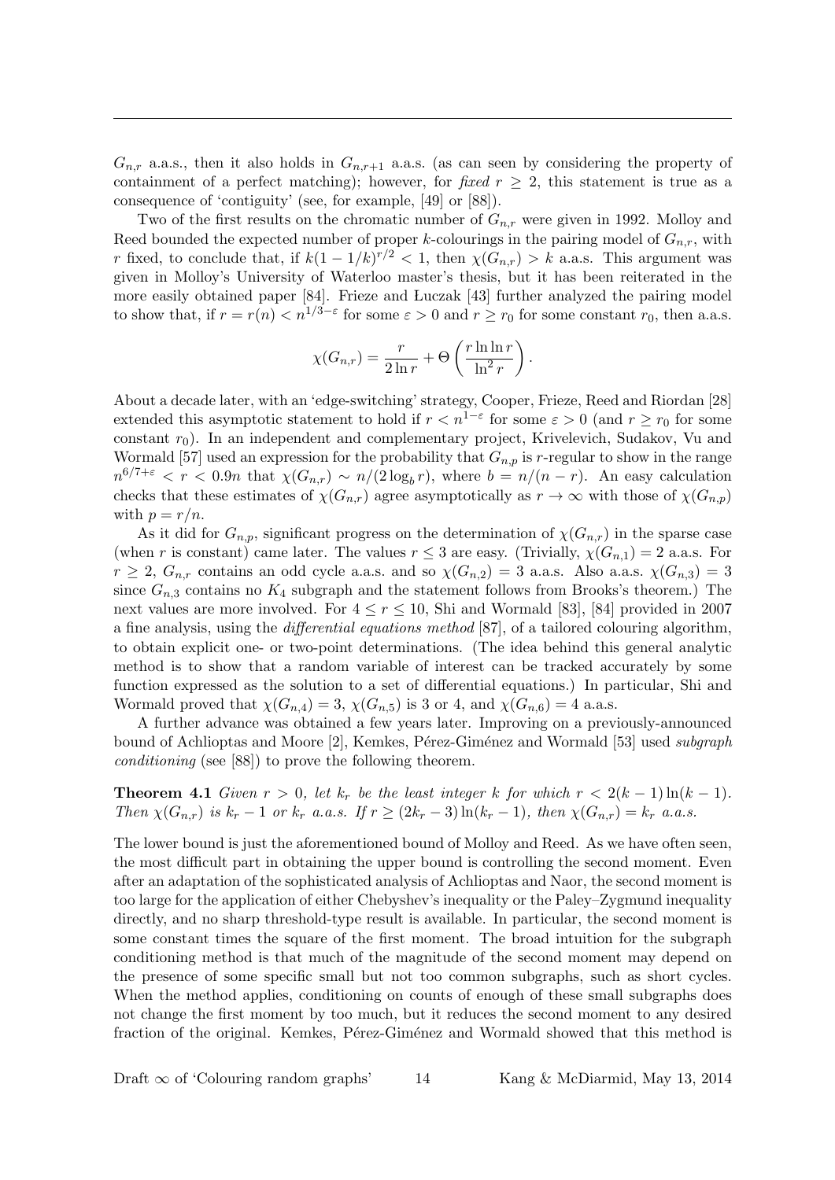$G_{n,r}$ a.a.s., then it also holds in $G_{n,r+1}$ a.a.s. (as can be seen by considering the property of containment of a perfect matching); however, for *fixed* $r \geq 2$, this statement is true as a consequence of 'contiguity' (see, for example, [49] or [88]).

Two of the first results on the chromatic number of $G_{n,r}$ were given in 1992. Molloy and Reed bounded the expected number of proper $k$-colourings in the pairing model of $G_{n,r}$, with $r$ fixed, to conclude that, if $k(1 - 1/k)^{r/2} < 1$, then $\chi(G_{n,r}) > k$ a.a.s. This argument was given in Molloy's University of Waterloo master's thesis, but it has been reiterated in the more easily obtained paper [84]. Frieze and Łuczak [43] further analyzed the pairing model to show that, if $r = r(n) < n^{1/3-\varepsilon}$ for some $\varepsilon > 0$ and $r \geq r_0$ for some constant $r_0$, then a.a.s.

$$\chi(G_{n,r}) = \frac{r}{2 \ln r} + \Theta\left(\frac{r \ln \ln r}{\ln^2 r}\right).$$

About a decade later, with an 'edge-switching' strategy, Cooper, Frieze, Reed and Riordan [28] extended this asymptotic statement to hold if $r < n^{1-\varepsilon}$ for some $\varepsilon > 0$ (and $r \geq r_0$ for some constant $r_0$). In an independent and complementary project, Krivelevich, Sudakov, Vu and Wormald [57] used an expression for the probability that $G_{n,p}$ is $r$-regular to show in the range $n^{6/7+\varepsilon} < r < 0.9n$ that $\chi(G_{n,r}) \sim n/(2 \log_b r)$, where $b = n/(n - r)$. An easy calculation checks that these estimates of $\chi(G_{n,r})$ agree asymptotically as $r \to \infty$ with those of $\chi(G_{n,p})$ with $p = r/n$.

As it did for $G_{n,p}$, significant progress on the determination of $\chi(G_{n,r})$ in the sparse case (when $r$ is constant) came later. The values $r \leq 3$ are easy. (Trivially, $\chi(G_{n,1}) = 2$ a.a.s. For $r \geq 2$, $G_{n,r}$ contains an odd cycle a.a.s. and so $\chi(G_{n,2}) = 3$ a.a.s. Also a.a.s. $\chi(G_{n,3}) = 3$ since $G_{n,3}$ contains no $K_4$ subgraph and the statement follows from Brooks's theorem.) The next values are more involved. For $4 \leq r \leq 10$, Shi and Wormald [83], [84] provided in 2007 a fine analysis, using the *differential equations method* [87], of a tailored colouring algorithm, to obtain explicit one- or two-point determinations. (The idea behind this general analytic method is to show that a random variable of interest can be tracked accurately by some function expressed as the solution to a set of differential equations.) In particular, Shi and Wormald proved that $\chi(G_{n,4}) = 3$, $\chi(G_{n,5})$ is 3 or 4, and $\chi(G_{n,6}) = 4$ a.a.s.

A further advance was obtained a few years later. Improving on a previously-announced bound of Achlioptas and Moore [2], Kemkes, Pérez-Giménez and Wormald [53] used *subgraph conditioning* (see [88]) to prove the following theorem.

**Theorem 4.1** *Given $r > 0$, let $k_r$ be the least integer $k$ for which $r < 2(k-1)\ln(k-1)$. Then $\chi(G_{n,r})$ is $k_r - 1$ or $k_r$ a.a.s. If $r \geq (2k_r - 3)\ln(k_r - 1)$, then $\chi(G_{n,r}) = k_r$ a.a.s.*

The lower bound is just the aforementioned bound of Molloy and Reed. As we have often seen, the most difficult part in obtaining the upper bound is controlling the second moment. Even after an adaptation of the sophisticated analysis of Achlioptas and Naor, the second moment is too large for the application of either Chebyshev's inequality or the Paley–Zygmund inequality directly, and no sharp threshold-type result is available. In particular, the second moment is some constant times the square of the first moment. The broad intuition for the subgraph conditioning method is that much of the magnitude of the second moment may depend on the presence of some specific small but not too common subgraphs, such as short cycles. When the method applies, conditioning on counts of enough of these small subgraphs does not change the first moment by too much, but it reduces the second moment to any desired fraction of the original. Kemkes, Pérez-Giménez and Wormald showed that this method is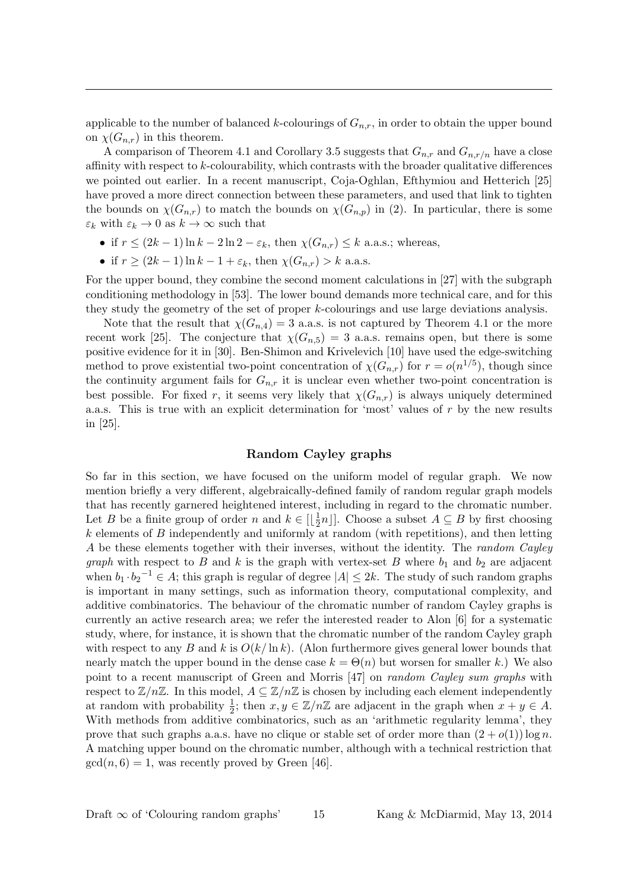applicable to the number of balanced $k$-colourings of $G_{n,r}$, in order to obtain the upper bound on $\chi(G_{n,r})$ in this theorem.

A comparison of Theorem 4.1 and Corollary 3.5 suggests that $G_{n,r}$ and $G_{n,r/n}$ have a close affinity with respect to $k$-colourability, which contrasts with the broader qualitative differences we pointed out earlier. In a recent manuscript, Coja-Oghlan, Efthymiou and Hetterich [25] have proved a more direct connection between these parameters, and used that link to tighten the bounds on $\chi(G_{n,r})$ to match the bounds on $\chi(G_{n,p})$ in (2). In particular, there is some $\varepsilon_k$ with $\varepsilon_k \to 0$ as $k \to \infty$ such that

- if $r \le (2k-1)\ln k - 2\ln 2 - \varepsilon_k$, then $\chi(G_{n,r}) \le k$ a.a.s.; whereas,
- if $r \ge (2k-1)\ln k - 1 + \varepsilon_k$, then $\chi(G_{n,r}) > k$ a.a.s.

For the upper bound, they combine the second moment calculations in [27] with the subgraph conditioning methodology in [53]. The lower bound demands more technical care, and for this they study the geometry of the set of proper $k$-colourings and use large deviations analysis.

Note that the result that $\chi(G_{n,4}) = 3$ a.a.s. is not captured by Theorem 4.1 or the more recent work [25]. The conjecture that $\chi(G_{n,5}) = 3$ a.a.s. remains open, but there is some positive evidence for it in [30]. Ben-Shimon and Krivelevich [10] have used the edge-switching method to prove existential two-point concentration of $\chi(G_{n,r})$ for $r = o(n^{1/5})$, though since the continuity argument fails for $G_{n,r}$ it is unclear even whether two-point concentration is best possible. For fixed $r$, it seems very likely that $\chi(G_{n,r})$ is always uniquely determined a.a.s. This is true with an explicit determination for 'most' values of $r$ by the new results in [25].

### Random Cayley graphs

So far in this section, we have focused on the uniform model of regular graph. We now mention briefly a very different, algebraically-defined family of random regular graph models that has recently garnered heightened interest, including in regard to the chromatic number. Let $B$ be a finite group of order $n$ and $k \in [\lfloor \frac{1}{2}n \rfloor]$. Choose a subset $A \subseteq B$ by first choosing $k$ elements of $B$ independently and uniformly at random (with repetitions), and then letting $A$ be these elements together with their inverses, without the identity. The *random Cayley graph* with respect to $B$ and $k$ is the graph with vertex-set $B$ where $b_1$ and $b_2$ are adjacent when $b_1 \cdot {b_2}^{-1} \in A$; this graph is regular of degree $|A| \le 2k$. The study of such random graphs is important in many settings, such as information theory, computational complexity, and additive combinatorics. The behaviour of the chromatic number of random Cayley graphs is currently an active research area; we refer the interested reader to Alon [6] for a systematic study, where, for instance, it is shown that the chromatic number of the random Cayley graph with respect to any $B$ and $k$ is $O(k/\ln k)$. (Alon furthermore gives general lower bounds that nearly match the upper bound in the dense case $k = \Theta(n)$ but worsen for smaller $k$.) We also point to a recent manuscript of Green and Morris [47] on *random Cayley sum graphs* with respect to $\mathbb{Z}/n\mathbb{Z}$. In this model, $A \subseteq \mathbb{Z}/n\mathbb{Z}$ is chosen by including each element independently at random with probability $\frac{1}{2}$; then $x, y \in \mathbb{Z}/n\mathbb{Z}$ are adjacent in the graph when $x + y \in A$. With methods from additive combinatorics, such as an 'arithmetic regularity lemma', they prove that such graphs a.a.s. have no clique or stable set of order more than $(2 + o(1))\log n$. A matching upper bound on the chromatic number, although with a technical restriction that $\gcd(n, 6) = 1$, was recently proved by Green [46].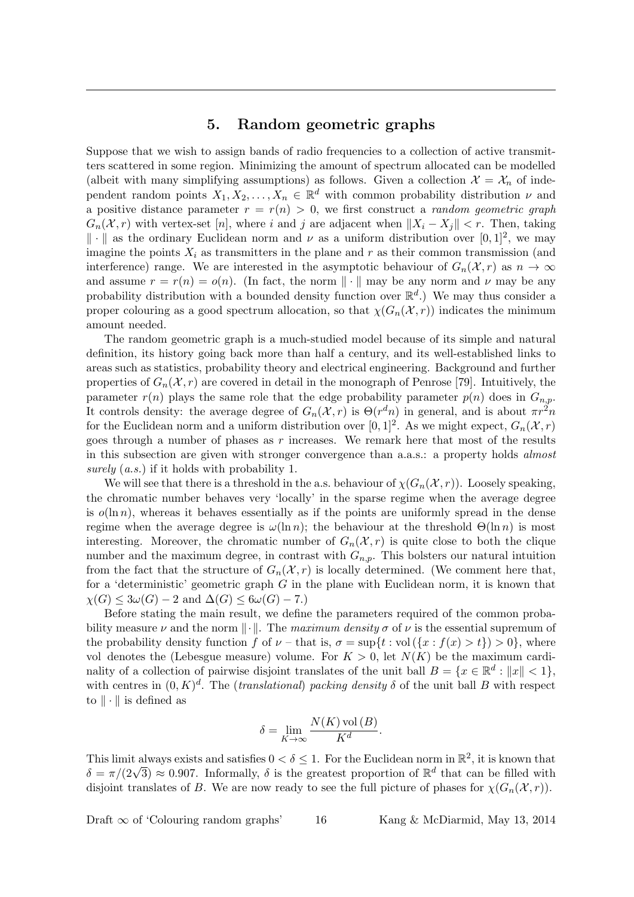## 5. Random geometric graphs

Suppose that we wish to assign bands of radio frequencies to a collection of active transmitters scattered in some region. Minimizing the amount of spectrum allocated can be modelled (albeit with many simplifying assumptions) as follows. Given a collection $\mathcal{X} = \mathcal{X}_n$ of independent random points $X_1, X_2, \ldots, X_n \in \mathbb{R}^d$ with common probability distribution $\nu$ and a positive distance parameter $r = r(n) > 0$, we first construct a *random geometric graph* $G_n(\mathcal{X}, r)$ with vertex-set $[n]$, where $i$ and $j$ are adjacent when $\|X_i - X_j\| < r$. Then, taking $\|\cdot\|$ as the ordinary Euclidean norm and $\nu$ as a uniform distribution over $[0,1]^2$, we may imagine the points $X_i$ as transmitters in the plane and $r$ as their common transmission (and interference) range. We are interested in the asymptotic behaviour of $G_n(\mathcal{X}, r)$ as $n \to \infty$ and assume $r = r(n) = o(n)$. (In fact, the norm $\|\cdot\|$ may be any norm and $\nu$ may be any probability distribution with a bounded density function over $\mathbb{R}^d$.) We may thus consider a proper colouring as a good spectrum allocation, so that $\chi(G_n(\mathcal{X}, r))$ indicates the minimum amount needed.

The random geometric graph is a much-studied model because of its simple and natural definition, its history going back more than half a century, and its well-established links to areas such as statistics, probability theory and electrical engineering. Background and further properties of $G_n(\mathcal{X}, r)$ are covered in detail in the monograph of Penrose [79]. Intuitively, the parameter $r(n)$ plays the same role that the edge probability parameter $p(n)$ does in $G_{n,p}$. It controls density: the average degree of $G_n(\mathcal{X}, r)$ is $\Theta(r^d n)$ in general, and is about $\pi r^2 n$ for the Euclidean norm and a uniform distribution over $[0,1]^2$. As we might expect, $G_n(\mathcal{X}, r)$ goes through a number of phases as $r$ increases. We remark here that most of the results in this subsection are given with stronger convergence than a.a.s.: a property holds *almost surely* (*a.s.*) if it holds with probability 1.

We will see that there is a threshold in the a.s. behaviour of $\chi(G_n(\mathcal{X}, r))$. Loosely speaking, the chromatic number behaves very 'locally' in the sparse regime when the average degree is $o(\ln n)$, whereas it behaves essentially as if the points are uniformly spread in the dense regime when the average degree is $\omega(\ln n)$; the behaviour at the threshold $\Theta(\ln n)$ is most interesting. Moreover, the chromatic number of $G_n(\mathcal{X}, r)$ is quite close to both the clique number and the maximum degree, in contrast with $G_{n,p}$. This bolsters our natural intuition from the fact that the structure of $G_n(\mathcal{X}, r)$ is locally determined. (We comment here that, for a 'deterministic' geometric graph $G$ in the plane with Euclidean norm, it is known that $\chi(G) \le 3\omega(G) - 2$ and $\Delta(G) \le 6\omega(G) - 7$.)

Before stating the main result, we define the parameters required of the common probability measure $\nu$ and the norm $\|\cdot\|$. The *maximum density* $\sigma$ of $\nu$ is the essential supremum of the probability density function $f$ of $\nu$ – that is, $\sigma = \sup\{t : \mathrm{vol}\,(\{x : f(x) > t\}) > 0\}$, where vol denotes the (Lebesgue measure) volume. For $K > 0$, let $N(K)$ be the maximum cardinality of a collection of pairwise disjoint translates of the unit ball $B = \{x \in \mathbb{R}^d : \|x\| < 1\}$, with centres in $(0, K)^d$. The (*translational*) *packing density* $\delta$ of the unit ball $B$ with respect to $\|\cdot\|$ is defined as

$$\delta = \lim_{K \to \infty} \frac{N(K)\,\mathrm{vol}\,(B)}{K^d}.$$

This limit always exists and satisfies $0 < \delta \le 1$. For the Euclidean norm in $\mathbb{R}^2$, it is known that $\delta = \pi/(2\sqrt{3}) \approx 0.907$. Informally, $\delta$ is the greatest proportion of $\mathbb{R}^d$ that can be filled with disjoint translates of $B$. We are now ready to see the full picture of phases for $\chi(G_n(\mathcal{X}, r))$.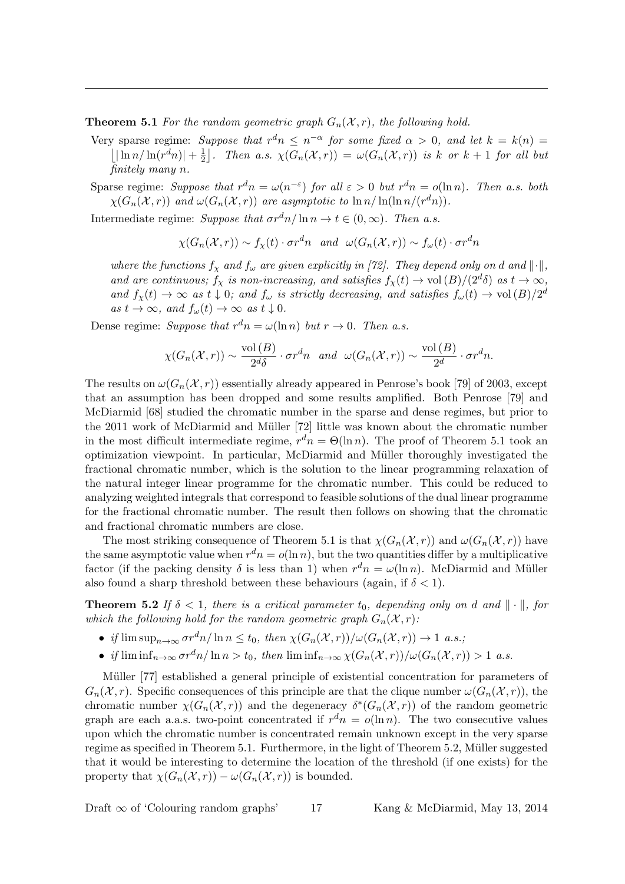**Theorem 5.1** *For the random geometric graph $G_n(\mathcal{X}, r)$, the following hold.*

Very sparse regime: *Suppose that $r^d n \le n^{-\alpha}$ for some fixed $\alpha > 0$, and let $k = k(n) = \lfloor |\ln n / \ln(r^d n)| + \frac{1}{2} \rfloor$. Then a.s. $\chi(G_n(\mathcal{X}, r)) = \omega(G_n(\mathcal{X}, r))$ is $k$ or $k+1$ for all but finitely many $n$.*

Sparse regime: *Suppose that $r^d n = \omega(n^{-\varepsilon})$ for all $\varepsilon > 0$ but $r^d n = o(\ln n)$. Then a.s. both $\chi(G_n(\mathcal{X}, r))$ and $\omega(G_n(\mathcal{X}, r))$ are asymptotic to $\ln n / \ln(\ln n/(r^d n))$.*

Intermediate regime: *Suppose that $\sigma r^d n / \ln n \to t \in (0, \infty)$. Then a.s.*

$$\chi(G_n(\mathcal{X}, r)) \sim f_\chi(t) \cdot \sigma r^d n \quad \text{and} \quad \omega(G_n(\mathcal{X}, r)) \sim f_\omega(t) \cdot \sigma r^d n$$

*where the functions $f_\chi$ and $f_\omega$ are given explicitly in [72]. They depend only on $d$ and $\|\cdot\|$, and are continuous; $f_\chi$ is non-increasing, and satisfies $f_\chi(t) \to \mathrm{vol}\,(B)/(2^d \delta)$ as $t \to \infty$, and $f_\chi(t) \to \infty$ as $t \downarrow 0$; and $f_\omega$ is strictly decreasing, and satisfies $f_\omega(t) \to \mathrm{vol}\,(B)/2^d$ as $t \to \infty$, and $f_\omega(t) \to \infty$ as $t \downarrow 0$.*

Dense regime: *Suppose that $r^d n = \omega(\ln n)$ but $r \to 0$. Then a.s.*

$$\chi(G_n(\mathcal{X}, r)) \sim \frac{\mathrm{vol}\,(B)}{2^d \delta} \cdot \sigma r^d n \quad \text{and} \quad \omega(G_n(\mathcal{X}, r)) \sim \frac{\mathrm{vol}\,(B)}{2^d} \cdot \sigma r^d n.$$

The results on $\omega(G_n(\mathcal{X}, r))$ essentially already appeared in Penrose's book [79] of 2003, except that an assumption has been dropped and some results amplified. Both Penrose [79] and McDiarmid [68] studied the chromatic number in the sparse and dense regimes, but prior to the 2011 work of McDiarmid and Müller [72] little was known about the chromatic number in the most difficult intermediate regime, $r^d n = \Theta(\ln n)$. The proof of Theorem 5.1 took an optimization viewpoint. In particular, McDiarmid and Müller thoroughly investigated the fractional chromatic number, which is the solution to the linear programming relaxation of the natural integer linear programme for the chromatic number. This could be reduced to analyzing weighted integrals that correspond to feasible solutions of the dual linear programme for the fractional chromatic number. The result then follows on showing that the chromatic and fractional chromatic numbers are close.

The most striking consequence of Theorem 5.1 is that $\chi(G_n(\mathcal{X}, r))$ and $\omega(G_n(\mathcal{X}, r))$ have the same asymptotic value when $r^d n = o(\ln n)$, but the two quantities differ by a multiplicative factor (if the packing density $\delta$ is less than 1) when $r^d n = \omega(\ln n)$. McDiarmid and Müller also found a sharp threshold between these behaviours (again, if $\delta < 1$).

**Theorem 5.2** *If $\delta < 1$, there is a critical parameter $t_0$, depending only on $d$ and $\|\cdot\|$, for which the following hold for the random geometric graph $G_n(\mathcal{X}, r)$:*

- *if $\limsup_{n\to\infty} \sigma r^d n / \ln n \le t_0$, then $\chi(G_n(\mathcal{X}, r))/\omega(G_n(\mathcal{X}, r)) \to 1$ a.s.;*
- *if $\liminf_{n\to\infty} \sigma r^d n / \ln n > t_0$, then $\liminf_{n\to\infty} \chi(G_n(\mathcal{X}, r))/\omega(G_n(\mathcal{X}, r)) > 1$ a.s.*

Müller [77] established a general principle of existential concentration for parameters of $G_n(\mathcal{X}, r)$. Specific consequences of this principle are that the clique number $\omega(G_n(\mathcal{X}, r))$, the chromatic number $\chi(G_n(\mathcal{X}, r))$ and the degeneracy $\delta^*(G_n(\mathcal{X}, r))$ of the random geometric graph are each a.a.s. two-point concentrated if $r^d n = o(\ln n)$. The two consecutive values upon which the chromatic number is concentrated remain unknown except in the very sparse regime as specified in Theorem 5.1. Furthermore, in the light of Theorem 5.2, Müller suggested that it would be interesting to determine the location of the threshold (if one exists) for the property that $\chi(G_n(\mathcal{X}, r)) - \omega(G_n(\mathcal{X}, r))$ is bounded.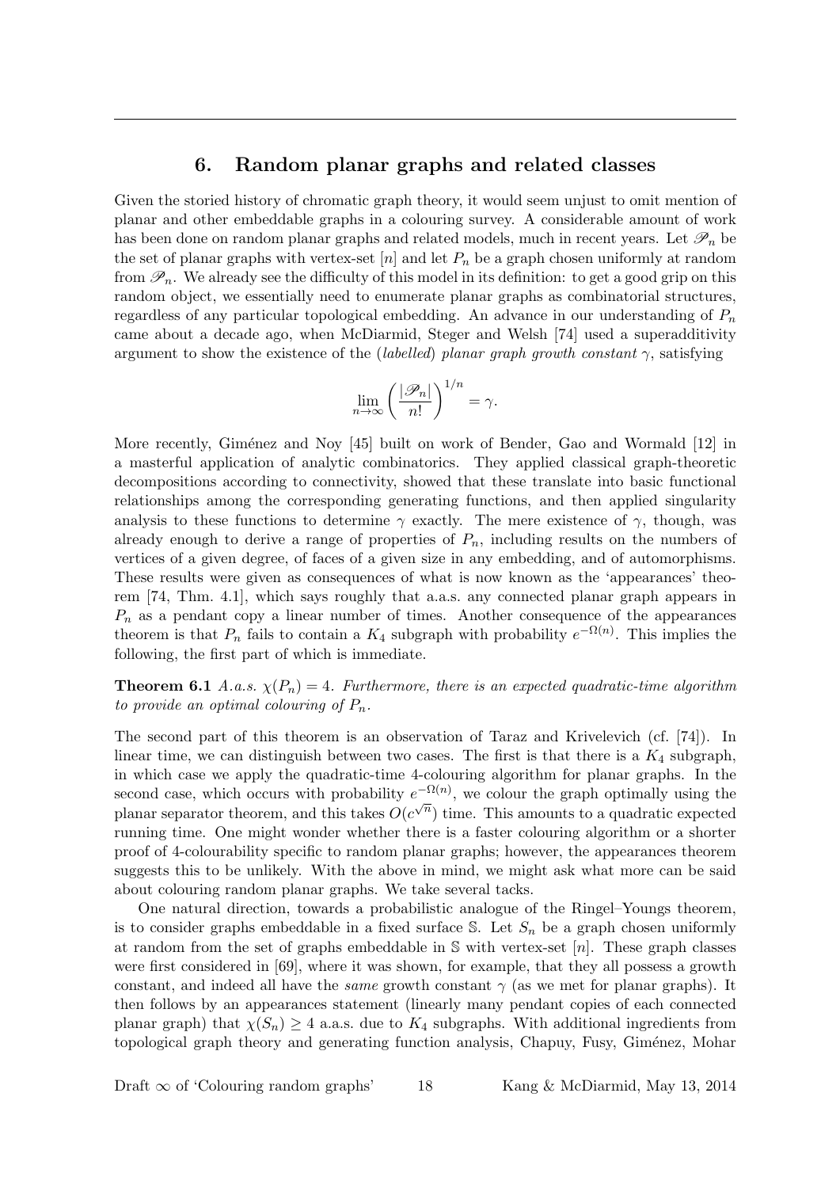## 6. Random planar graphs and related classes

Given the storied history of chromatic graph theory, it would seem unjust to omit mention of planar and other embeddable graphs in a colouring survey. A considerable amount of work has been done on random planar graphs and related models, much in recent years. Let $\mathscr{P}_n$ be the set of planar graphs with vertex-set $[n]$ and let $P_n$ be a graph chosen uniformly at random from $\mathscr{P}_n$. We already see the difficulty of this model in its definition: to get a good grip on this random object, we essentially need to enumerate planar graphs as combinatorial structures, regardless of any particular topological embedding. An advance in our understanding of $P_n$ came about a decade ago, when McDiarmid, Steger and Welsh [74] used a superadditivity argument to show the existence of the (*labelled*) *planar graph growth constant* $\gamma$, satisfying

$$\lim_{n\to\infty}\left(\frac{|\mathscr{P}_n|}{n!}\right)^{1/n} = \gamma.$$

More recently, Giménez and Noy [45] built on work of Bender, Gao and Wormald [12] in a masterful application of analytic combinatorics. They applied classical graph-theoretic decompositions according to connectivity, showed that these translate into basic functional relationships among the corresponding generating functions, and then applied singularity analysis to these functions to determine $\gamma$ exactly. The mere existence of $\gamma$, though, was already enough to derive a range of properties of $P_n$, including results on the numbers of vertices of a given degree, of faces of a given size in any embedding, and of automorphisms. These results were given as consequences of what is now known as the 'appearances' theorem [74, Thm. 4.1], which says roughly that a.a.s. any connected planar graph appears in $P_n$ as a pendant copy a linear number of times. Another consequence of the appearances theorem is that $P_n$ fails to contain a $K_4$ subgraph with probability $e^{-\Omega(n)}$. This implies the following, the first part of which is immediate.

**Theorem 6.1** *A.a.s.* $\chi(P_n) = 4$. *Furthermore, there is an expected quadratic-time algorithm to provide an optimal colouring of* $P_n$.

The second part of this theorem is an observation of Taraz and Krivelevich (cf. [74]). In linear time, we can distinguish between two cases. The first is that there is a $K_4$ subgraph, in which case we apply the quadratic-time 4-colouring algorithm for planar graphs. In the second case, which occurs with probability $e^{-\Omega(n)}$, we colour the graph optimally using the planar separator theorem, and this takes $O(c^{\sqrt{n}})$ time. This amounts to a quadratic expected running time. One might wonder whether there is a faster colouring algorithm or a shorter proof of 4-colourability specific to random planar graphs; however, the appearances theorem suggests this to be unlikely. With the above in mind, we might ask what more can be said about colouring random planar graphs. We take several tacks.

One natural direction, towards a probabilistic analogue of the Ringel–Youngs theorem, is to consider graphs embeddable in a fixed surface $\mathbb{S}$. Let $S_n$ be a graph chosen uniformly at random from the set of graphs embeddable in $\mathbb{S}$ with vertex-set $[n]$. These graph classes were first considered in [69], where it was shown, for example, that they all possess a growth constant, and indeed all have the *same* growth constant $\gamma$ (as we met for planar graphs). It then follows by an appearances statement (linearly many pendant copies of each connected planar graph) that $\chi(S_n) \geq 4$ a.a.s. due to $K_4$ subgraphs. With additional ingredients from topological graph theory and generating function analysis, Chapuy, Fusy, Giménez, Mohar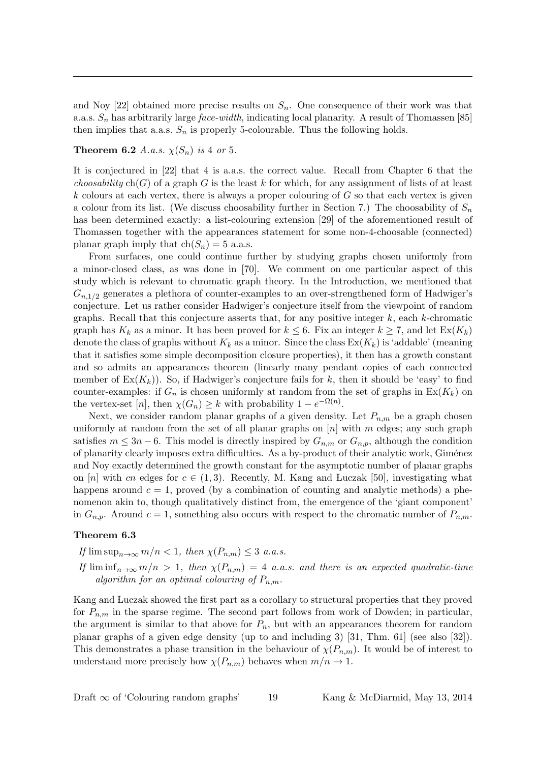and Noy [22] obtained more precise results on $S_n$. One consequence of their work was that a.a.s. $S_n$ has arbitrarily large *face-width*, indicating local planarity. A result of Thomassen [85] then implies that a.a.s. $S_n$ is properly 5-colourable. Thus the following holds.

**Theorem 6.2** *A.a.s.* $\chi(S_n)$ *is* 4 *or* 5*.*

It is conjectured in [22] that 4 is a.a.s. the correct value. Recall from Chapter 6 that the *choosability* $\mathrm{ch}(G)$ of a graph $G$ is the least $k$ for which, for any assignment of lists of at least $k$ colours at each vertex, there is always a proper colouring of $G$ so that each vertex is given a colour from its list. (We discuss choosability further in Section 7.) The choosability of $S_n$ has been determined exactly: a list-colouring extension [29] of the aforementioned result of Thomassen together with the appearances statement for some non-4-choosable (connected) planar graph imply that $\mathrm{ch}(S_n) = 5$ a.a.s.

From surfaces, one could continue further by studying graphs chosen uniformly from a minor-closed class, as was done in [70]. We comment on one particular aspect of this study which is relevant to chromatic graph theory. In the Introduction, we mentioned that $G_{n,1/2}$ generates a plethora of counter-examples to an over-strengthened form of Hadwiger's conjecture. Let us rather consider Hadwiger's conjecture itself from the viewpoint of random graphs. Recall that this conjecture asserts that, for any positive integer $k$, each $k$-chromatic graph has $K_k$ as a minor. It has been proved for $k \le 6$. Fix an integer $k \ge 7$, and let $\mathrm{Ex}(K_k)$ denote the class of graphs without $K_k$ as a minor. Since the class $\mathrm{Ex}(K_k)$ is 'addable' (meaning that it satisfies some simple decomposition closure properties), it then has a growth constant and so admits an appearances theorem (linearly many pendant copies of each connected member of $\mathrm{Ex}(K_k)$). So, if Hadwiger's conjecture fails for $k$, then it should be 'easy' to find counter-examples: if $G_n$ is chosen uniformly at random from the set of graphs in $\mathrm{Ex}(K_k)$ on the vertex-set $[n]$, then $\chi(G_n) \ge k$ with probability $1 - e^{-\Omega(n)}$.

Next, we consider random planar graphs of a given density. Let $P_{n,m}$ be a graph chosen uniformly at random from the set of all planar graphs on $[n]$ with $m$ edges; any such graph satisfies $m \le 3n - 6$. This model is directly inspired by $G_{n,m}$ or $G_{n,p}$, although the condition of planarity clearly imposes extra difficulties. As a by-product of their analytic work, Giménez and Noy exactly determined the growth constant for the asymptotic number of planar graphs on $[n]$ with $cn$ edges for $c \in (1, 3)$. Recently, M. Kang and Łuczak [50], investigating what happens around $c = 1$, proved (by a combination of counting and analytic methods) a phenomenon akin to, though qualitatively distinct from, the emergence of the 'giant component' in $G_{n,p}$. Around $c = 1$, something also occurs with respect to the chromatic number of $P_{n,m}$.

**Theorem 6.3**

*If* $\limsup_{n\to\infty} m/n < 1$*, then* $\chi(P_{n,m}) \le 3$ *a.a.s.*

*If* $\liminf_{n\to\infty} m/n > 1$*, then* $\chi(P_{n,m}) = 4$ *a.a.s. and there is an expected quadratic-time algorithm for an optimal colouring of* $P_{n,m}$*.*

Kang and Łuczak showed the first part as a corollary to structural properties that they proved for $P_{n,m}$ in the sparse regime. The second part follows from work of Dowden; in particular, the argument is similar to that above for $P_n$, but with an appearances theorem for random planar graphs of a given edge density (up to and including 3) [31, Thm. 61] (see also [32]). This demonstrates a phase transition in the behaviour of $\chi(P_{n,m})$. It would be of interest to understand more precisely how $\chi(P_{n,m})$ behaves when $m/n \to 1$.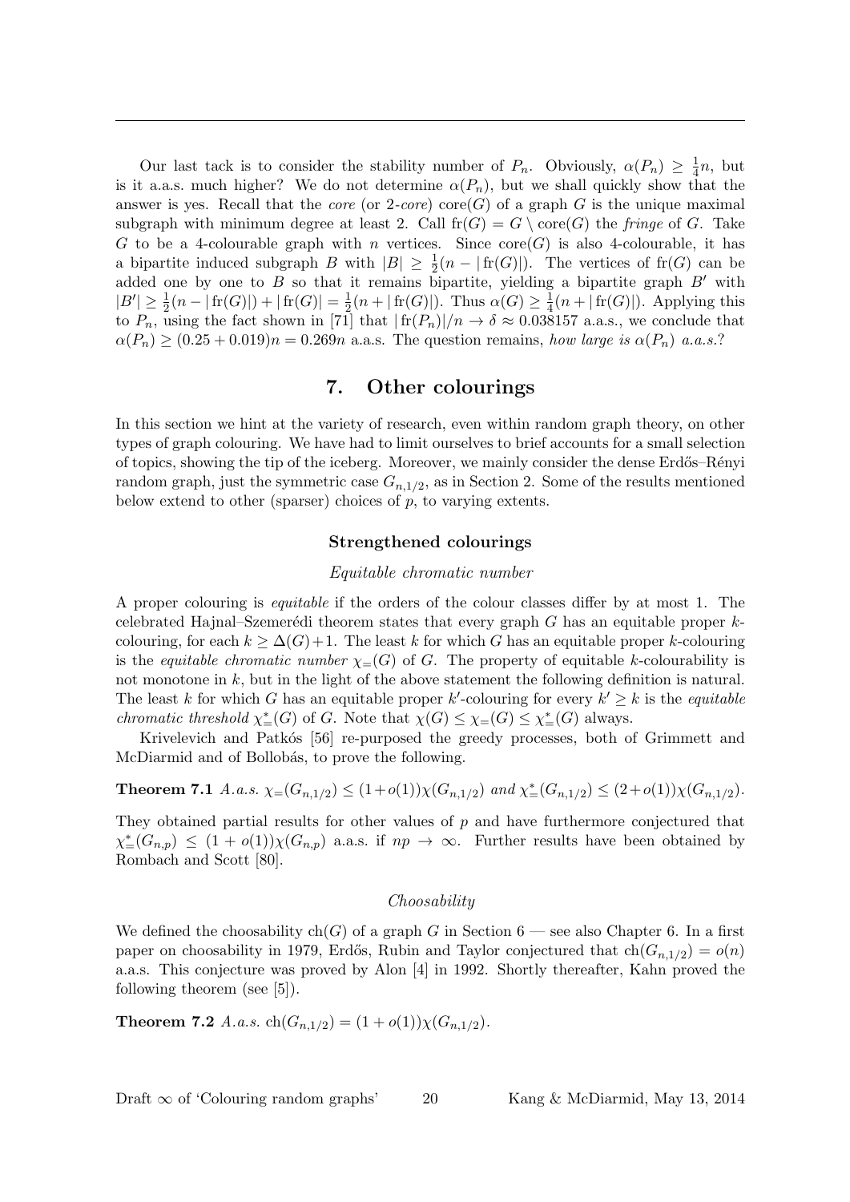Our last tack is to consider the stability number of $P_n$. Obviously, $\alpha(P_n) \geq \frac{1}{4}n$, but is it a.a.s. much higher? We do not determine $\alpha(P_n)$, but we shall quickly show that the answer is yes. Recall that the *core* (or *2-core*) $\mathrm{core}(G)$ of a graph $G$ is the unique maximal subgraph with minimum degree at least 2. Call $\mathrm{fr}(G) = G \setminus \mathrm{core}(G)$ the *fringe* of $G$. Take $G$ to be a 4-colourable graph with $n$ vertices. Since $\mathrm{core}(G)$ is also 4-colourable, it has a bipartite induced subgraph $B$ with $|B| \geq \frac{1}{2}(n - |\mathrm{fr}(G)|)$. The vertices of $\mathrm{fr}(G)$ can be added one by one to $B$ so that it remains bipartite, yielding a bipartite graph $B'$ with $|B'| \geq \frac{1}{2}(n - |\mathrm{fr}(G)|) + |\mathrm{fr}(G)| = \frac{1}{2}(n + |\mathrm{fr}(G)|)$. Thus $\alpha(G) \geq \frac{1}{4}(n + |\mathrm{fr}(G)|)$. Applying this to $P_n$, using the fact shown in [71] that $|\mathrm{fr}(P_n)|/n \to \delta \approx 0.038157$ a.a.s., we conclude that $\alpha(P_n) \geq (0.25 + 0.019)n = 0.269n$ a.a.s. The question remains, *how large is $\alpha(P_n)$ a.a.s.?*

## 7. Other colourings

In this section we hint at the variety of research, even within random graph theory, on other types of graph colouring. We have had to limit ourselves to brief accounts for a small selection of topics, showing the tip of the iceberg. Moreover, we mainly consider the dense Erdős–Rényi random graph, just the symmetric case $G_{n,1/2}$, as in Section 2. Some of the results mentioned below extend to other (sparser) choices of $p$, to varying extents.

### Strengthened colourings

*Equitable chromatic number*

A proper colouring is *equitable* if the orders of the colour classes differ by at most 1. The celebrated Hajnal–Szemerédi theorem states that every graph $G$ has an equitable proper $k$-colouring, for each $k \geq \Delta(G)+1$. The least $k$ for which $G$ has an equitable proper $k$-colouring is the *equitable chromatic number* $\chi_{=}(G)$ of $G$. The property of equitable $k$-colourability is not monotone in $k$, but in the light of the above statement the following definition is natural. The least $k$ for which $G$ has an equitable proper $k'$-colouring for every $k' \geq k$ is the *equitable chromatic threshold* $\chi^*_{=}(G)$ of $G$. Note that $\chi(G) \leq \chi_{=}(G) \leq \chi^*_{=}(G)$ always.

Krivelevich and Patkós [56] re-purposed the greedy processes, both of Grimmett and McDiarmid and of Bollobás, to prove the following.

**Theorem 7.1** *A.a.s. $\chi_{=}(G_{n,1/2}) \leq (1+o(1))\chi(G_{n,1/2})$ and $\chi^*_{=}(G_{n,1/2}) \leq (2+o(1))\chi(G_{n,1/2})$.*

They obtained partial results for other values of $p$ and have furthermore conjectured that $\chi^*_{=}(G_{n,p}) \leq (1 + o(1))\chi(G_{n,p})$ a.a.s. if $np \to \infty$. Further results have been obtained by Rombach and Scott [80].

*Choosability*

We defined the choosability $\mathrm{ch}(G)$ of a graph $G$ in Section 6 — see also Chapter 6. In a first paper on choosability in 1979, Erdős, Rubin and Taylor conjectured that $\mathrm{ch}(G_{n,1/2}) = o(n)$ a.a.s. This conjecture was proved by Alon [4] in 1992. Shortly thereafter, Kahn proved the following theorem (see [5]).

**Theorem 7.2** *A.a.s. $\mathrm{ch}(G_{n,1/2}) = (1 + o(1))\chi(G_{n,1/2})$.*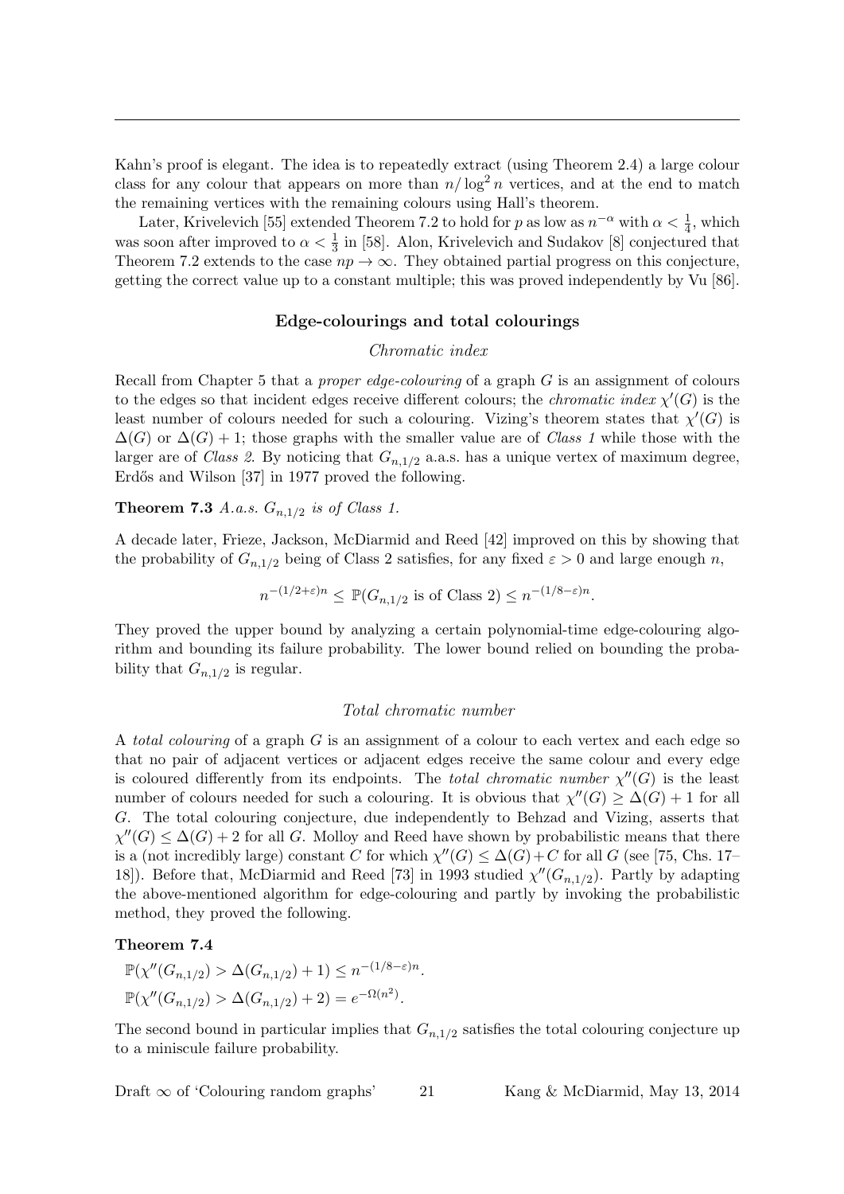Kahn's proof is elegant. The idea is to repeatedly extract (using Theorem 2.4) a large colour class for any colour that appears on more than $n/\log^2 n$ vertices, and at the end to match the remaining vertices with the remaining colours using Hall's theorem.

Later, Krivelevich [55] extended Theorem 7.2 to hold for $p$ as low as $n^{-\alpha}$ with $\alpha < \frac{1}{4}$, which was soon after improved to $\alpha < \frac{1}{3}$ in [58]. Alon, Krivelevich and Sudakov [8] conjectured that Theorem 7.2 extends to the case $np \to \infty$. They obtained partial progress on this conjecture, getting the correct value up to a constant multiple; this was proved independently by Vu [86].

### Edge-colourings and total colourings

#### *Chromatic index*

Recall from Chapter 5 that a *proper edge-colouring* of a graph $G$ is an assignment of colours to the edges so that incident edges receive different colours; the *chromatic index* $\chi'(G)$ is the least number of colours needed for such a colouring. Vizing's theorem states that $\chi'(G)$ is $\Delta(G)$ or $\Delta(G) + 1$; those graphs with the smaller value are of *Class 1* while those with the larger are of *Class 2*. By noticing that $G_{n,1/2}$ a.a.s. has a unique vertex of maximum degree, Erdős and Wilson [37] in 1977 proved the following.

**Theorem 7.3** *A.a.s. $G_{n,1/2}$ is of Class 1.*

A decade later, Frieze, Jackson, McDiarmid and Reed [42] improved on this by showing that the probability of $G_{n,1/2}$ being of Class 2 satisfies, for any fixed $\varepsilon > 0$ and large enough $n$,

$$n^{-(1/2+\varepsilon)n} \leq \mathbb{P}(G_{n,1/2} \text{ is of Class 2}) \leq n^{-(1/8-\varepsilon)n}.$$

They proved the upper bound by analyzing a certain polynomial-time edge-colouring algorithm and bounding its failure probability. The lower bound relied on bounding the probability that $G_{n,1/2}$ is regular.

#### *Total chromatic number*

A *total colouring* of a graph $G$ is an assignment of a colour to each vertex and each edge so that no pair of adjacent vertices or adjacent edges receive the same colour and every edge is coloured differently from its endpoints. The *total chromatic number* $\chi''(G)$ is the least number of colours needed for such a colouring. It is obvious that $\chi''(G) \geq \Delta(G) + 1$ for all $G$. The total colouring conjecture, due independently to Behzad and Vizing, asserts that $\chi''(G) \leq \Delta(G) + 2$ for all $G$. Molloy and Reed have shown by probabilistic means that there is a (not incredibly large) constant $C$ for which $\chi''(G) \leq \Delta(G) + C$ for all $G$ (see [75, Chs. 17–18]). Before that, McDiarmid and Reed [73] in 1993 studied $\chi''(G_{n,1/2})$. Partly by adapting the above-mentioned algorithm for edge-colouring and partly by invoking the probabilistic method, they proved the following.

**Theorem 7.4**

$\mathbb{P}(\chi''(G_{n,1/2}) > \Delta(G_{n,1/2}) + 1) \leq n^{-(1/8-\varepsilon)n}$.

$\mathbb{P}(\chi''(G_{n,1/2}) > \Delta(G_{n,1/2}) + 2) = e^{-\Omega(n^2)}$.

The second bound in particular implies that $G_{n,1/2}$ satisfies the total colouring conjecture up to a miniscule failure probability.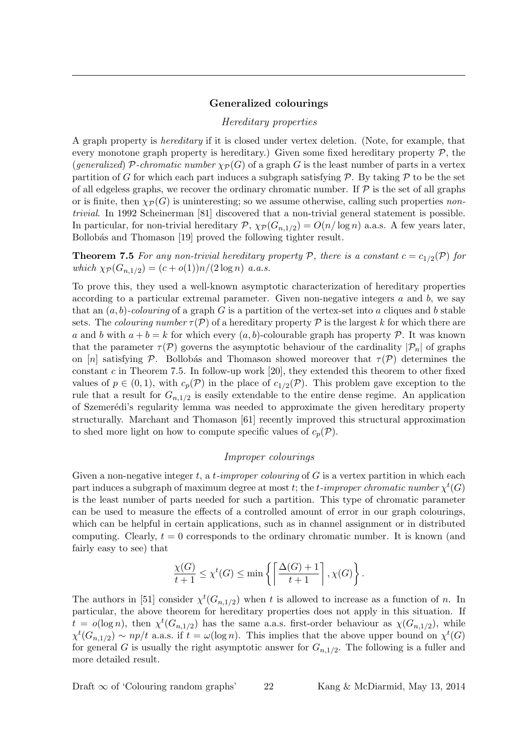## Generalized colourings

### *Hereditary properties*

A graph property is *hereditary* if it is closed under vertex deletion. (Note, for example, that every monotone graph property is hereditary.) Given some fixed hereditary property $\mathcal{P}$, the (*generalized*) $\mathcal{P}$*-chromatic number* $\chi_{\mathcal{P}}(G)$ of a graph $G$ is the least number of parts in a vertex partition of $G$ for which each part induces a subgraph satisfying $\mathcal{P}$. By taking $\mathcal{P}$ to be the set of all edgeless graphs, we recover the ordinary chromatic number. If $\mathcal{P}$ is the set of all graphs or is finite, then $\chi_{\mathcal{P}}(G)$ is uninteresting; so we assume otherwise, calling such properties *non-trivial*. In 1992 Scheinerman [81] discovered that a non-trivial general statement is possible. In particular, for non-trivial hereditary $\mathcal{P}$, $\chi_{\mathcal{P}}(G_{n,1/2}) = O(n/\log n)$ a.a.s. A few years later, Bollobás and Thomason [19] proved the following tighter result.

**Theorem 7.5** *For any non-trivial hereditary property $\mathcal{P}$, there is a constant $c = c_{1/2}(\mathcal{P})$ for which $\chi_{\mathcal{P}}(G_{n,1/2}) = (c + o(1))n/(2\log n)$ a.a.s.*

To prove this, they used a well-known asymptotic characterization of hereditary properties according to a particular extremal parameter. Given non-negative integers $a$ and $b$, we say that an $(a, b)$*-colouring* of a graph $G$ is a partition of the vertex-set into $a$ cliques and $b$ stable sets. The *colouring number* $\tau(\mathcal{P})$ of a hereditary property $\mathcal{P}$ is the largest $k$ for which there are $a$ and $b$ with $a + b = k$ for which every $(a, b)$-colourable graph has property $\mathcal{P}$. It was known that the parameter $\tau(\mathcal{P})$ governs the asymptotic behaviour of the cardinality $|\mathcal{P}_n|$ of graphs on $[n]$ satisfying $\mathcal{P}$. Bollobás and Thomason showed moreover that $\tau(\mathcal{P})$ determines the constant $c$ in Theorem 7.5. In follow-up work [20], they extended this theorem to other fixed values of $p \in (0, 1)$, with $c_p(\mathcal{P})$ in the place of $c_{1/2}(\mathcal{P})$. This problem gave exception to the rule that a result for $G_{n,1/2}$ is easily extendable to the entire dense regime. An application of Szemerédi's regularity lemma was needed to approximate the given hereditary property structurally. Marchant and Thomason [61] recently improved this structural approximation to shed more light on how to compute specific values of $c_p(\mathcal{P})$.

### *Improper colourings*

Given a non-negative integer $t$, a $t$*-improper colouring* of $G$ is a vertex partition in which each part induces a subgraph of maximum degree at most $t$; the $t$*-improper chromatic number* $\chi^t(G)$ is the least number of parts needed for such a partition. This type of chromatic parameter can be used to measure the effects of a controlled amount of error in our graph colourings, which can be helpful in certain applications, such as in channel assignment or in distributed computing. Clearly, $t = 0$ corresponds to the ordinary chromatic number. It is known (and fairly easy to see) that

$$\frac{\chi(G)}{t+1} \le \chi^t(G) \le \min\left\{\left\lceil\frac{\Delta(G)+1}{t+1}\right\rceil, \chi(G)\right\}.$$

The authors in [51] consider $\chi^t(G_{n,1/2})$ when $t$ is allowed to increase as a function of $n$. In particular, the above theorem for hereditary properties does not apply in this situation. If $t = o(\log n)$, then $\chi^t(G_{n,1/2})$ has the same a.a.s. first-order behaviour as $\chi(G_{n,1/2})$, while $\chi^t(G_{n,1/2}) \sim np/t$ a.a.s. if $t = \omega(\log n)$. This implies that the above upper bound on $\chi^t(G)$ for general $G$ is usually the right asymptotic answer for $G_{n,1/2}$. The following is a fuller and more detailed result.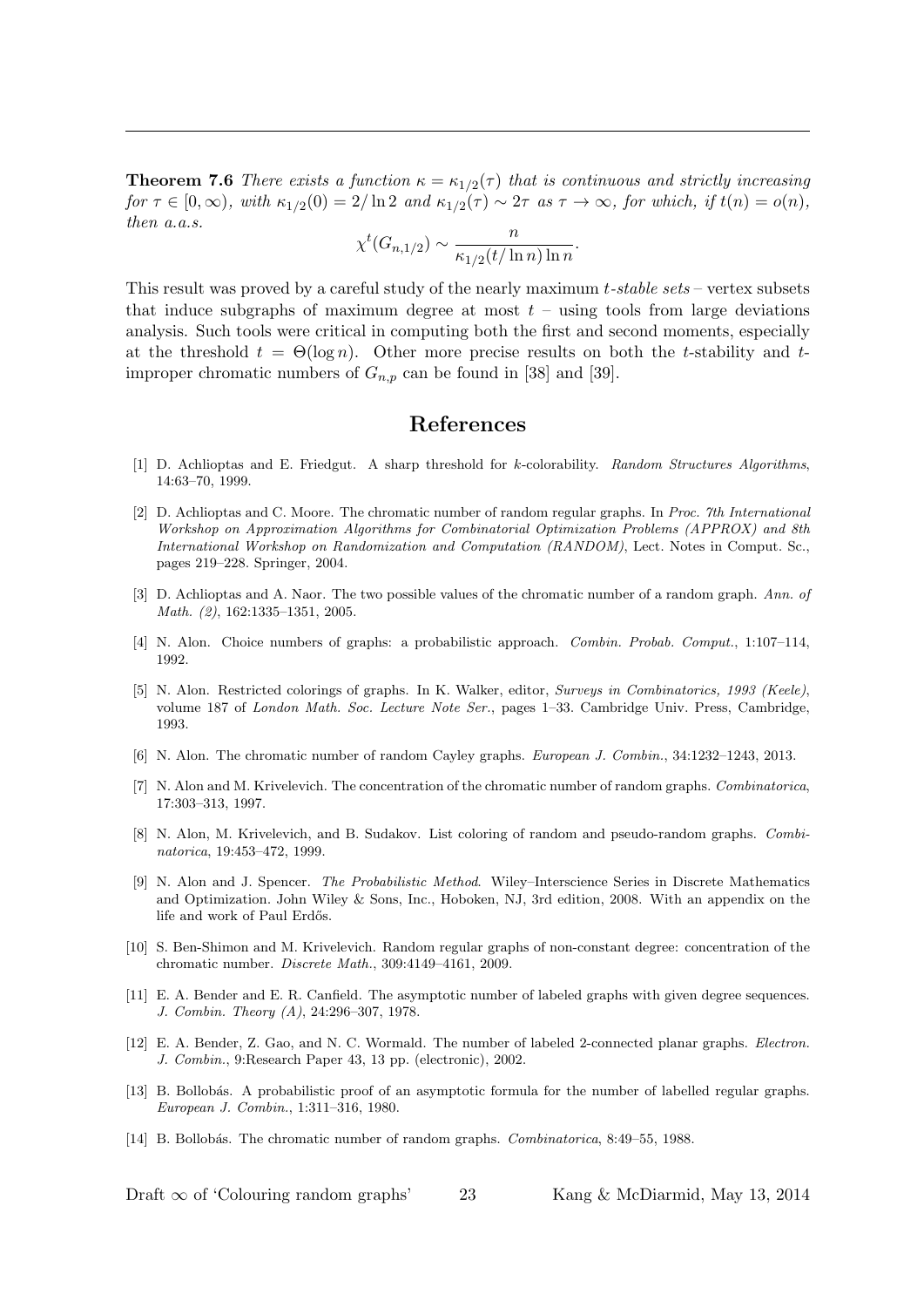**Theorem 7.6** *There exists a function $\kappa = \kappa_{1/2}(\tau)$ that is continuous and strictly increasing for $\tau \in [0, \infty)$, with $\kappa_{1/2}(0) = 2/\ln 2$ and $\kappa_{1/2}(\tau) \sim 2\tau$ as $\tau \to \infty$, for which, if $t(n) = o(n)$, then a.a.s.*

$$\chi^t(G_{n,1/2}) \sim \frac{n}{\kappa_{1/2}(t/\ln n)\ln n}.$$

This result was proved by a careful study of the nearly maximum *t-stable sets* – vertex subsets that induce subgraphs of maximum degree at most $t$ – using tools from large deviations analysis. Such tools were critical in computing both the first and second moments, especially at the threshold $t = \Theta(\log n)$. Other more precise results on both the $t$-stability and $t$-improper chromatic numbers of $G_{n,p}$ can be found in [38] and [39].

## References

[1] D. Achlioptas and E. Friedgut. A sharp threshold for $k$-colorability. *Random Structures Algorithms*, 14:63–70, 1999.

[2] D. Achlioptas and C. Moore. The chromatic number of random regular graphs. In *Proc. 7th International Workshop on Approximation Algorithms for Combinatorial Optimization Problems (APPROX) and 8th International Workshop on Randomization and Computation (RANDOM)*, Lect. Notes in Comput. Sc., pages 219–228. Springer, 2004.

[3] D. Achlioptas and A. Naor. The two possible values of the chromatic number of a random graph. *Ann. of Math. (2)*, 162:1335–1351, 2005.

[4] N. Alon. Choice numbers of graphs: a probabilistic approach. *Combin. Probab. Comput.*, 1:107–114, 1992.

[5] N. Alon. Restricted colorings of graphs. In K. Walker, editor, *Surveys in Combinatorics, 1993 (Keele)*, volume 187 of *London Math. Soc. Lecture Note Ser.*, pages 1–33. Cambridge Univ. Press, Cambridge, 1993.

[6] N. Alon. The chromatic number of random Cayley graphs. *European J. Combin.*, 34:1232–1243, 2013.

[7] N. Alon and M. Krivelevich. The concentration of the chromatic number of random graphs. *Combinatorica*, 17:303–313, 1997.

[8] N. Alon, M. Krivelevich, and B. Sudakov. List coloring of random and pseudo-random graphs. *Combinatorica*, 19:453–472, 1999.

[9] N. Alon and J. Spencer. *The Probabilistic Method*. Wiley–Interscience Series in Discrete Mathematics and Optimization. John Wiley & Sons, Inc., Hoboken, NJ, 3rd edition, 2008. With an appendix on the life and work of Paul Erdős.

[10] S. Ben-Shimon and M. Krivelevich. Random regular graphs of non-constant degree: concentration of the chromatic number. *Discrete Math.*, 309:4149–4161, 2009.

[11] E. A. Bender and E. R. Canfield. The asymptotic number of labeled graphs with given degree sequences. *J. Combin. Theory (A)*, 24:296–307, 1978.

[12] E. A. Bender, Z. Gao, and N. C. Wormald. The number of labeled 2-connected planar graphs. *Electron. J. Combin.*, 9:Research Paper 43, 13 pp. (electronic), 2002.

[13] B. Bollobás. A probabilistic proof of an asymptotic formula for the number of labelled regular graphs. *European J. Combin.*, 1:311–316, 1980.

[14] B. Bollobás. The chromatic number of random graphs. *Combinatorica*, 8:49–55, 1988.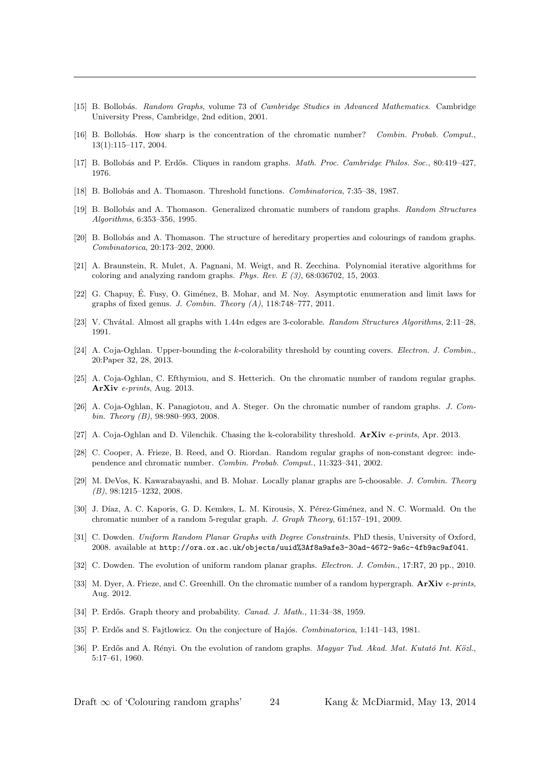[15] B. Bollobás. *Random Graphs*, volume 73 of *Cambridge Studies in Advanced Mathematics*. Cambridge University Press, Cambridge, 2nd edition, 2001.

[16] B. Bollobás. How sharp is the concentration of the chromatic number? *Combin. Probab. Comput.*, 13(1):115–117, 2004.

[17] B. Bollobás and P. Erdős. Cliques in random graphs. *Math. Proc. Cambridge Philos. Soc.*, 80:419–427, 1976.

[18] B. Bollobás and A. Thomason. Threshold functions. *Combinatorica*, 7:35–38, 1987.

[19] B. Bollobás and A. Thomason. Generalized chromatic numbers of random graphs. *Random Structures Algorithms*, 6:353–356, 1995.

[20] B. Bollobás and A. Thomason. The structure of hereditary properties and colourings of random graphs. *Combinatorica*, 20:173–202, 2000.

[21] A. Braunstein, R. Mulet, A. Pagnani, M. Weigt, and R. Zecchina. Polynomial iterative algorithms for coloring and analyzing random graphs. *Phys. Rev. E (3)*, 68:036702, 15, 2003.

[22] G. Chapuy, É. Fusy, O. Giménez, B. Mohar, and M. Noy. Asymptotic enumeration and limit laws for graphs of fixed genus. *J. Combin. Theory (A)*, 118:748–777, 2011.

[23] V. Chvátal. Almost all graphs with $1.44n$ edges are 3-colorable. *Random Structures Algorithms*, 2:11–28, 1991.

[24] A. Coja-Oghlan. Upper-bounding the $k$-colorability threshold by counting covers. *Electron. J. Combin.*, 20:Paper 32, 28, 2013.

[25] A. Coja-Oghlan, C. Efthymiou, and S. Hetterich. On the chromatic number of random regular graphs. **ArXiv** *e-prints*, Aug. 2013.

[26] A. Coja-Oghlan, K. Panagiotou, and A. Steger. On the chromatic number of random graphs. *J. Combin. Theory (B)*, 98:980–993, 2008.

[27] A. Coja-Oghlan and D. Vilenchik. Chasing the k-colorability threshold. **ArXiv** *e-prints*, Apr. 2013.

[28] C. Cooper, A. Frieze, B. Reed, and O. Riordan. Random regular graphs of non-constant degree: independence and chromatic number. *Combin. Probab. Comput.*, 11:323–341, 2002.

[29] M. DeVos, K. Kawarabayashi, and B. Mohar. Locally planar graphs are 5-choosable. *J. Combin. Theory (B)*, 98:1215–1232, 2008.

[30] J. Díaz, A. C. Kaporis, G. D. Kemkes, L. M. Kirousis, X. Pérez-Giménez, and N. C. Wormald. On the chromatic number of a random 5-regular graph. *J. Graph Theory*, 61:157–191, 2009.

[31] C. Dowden. *Uniform Random Planar Graphs with Degree Constraints*. PhD thesis, University of Oxford, 2008. available at `http://ora.ox.ac.uk/objects/uuid%3Af8a9afe3-30ad-4672-9a6c-4fb9ac9af041`.

[32] C. Dowden. The evolution of uniform random planar graphs. *Electron. J. Combin.*, 17:R7, 20 pp., 2010.

[33] M. Dyer, A. Frieze, and C. Greenhill. On the chromatic number of a random hypergraph. **ArXiv** *e-prints*, Aug. 2012.

[34] P. Erdős. Graph theory and probability. *Canad. J. Math.*, 11:34–38, 1959.

[35] P. Erdős and S. Fajtlowicz. On the conjecture of Hajós. *Combinatorica*, 1:141–143, 1981.

[36] P. Erdős and A. Rényi. On the evolution of random graphs. *Magyar Tud. Akad. Mat. Kutató Int. Közl.*, 5:17–61, 1960.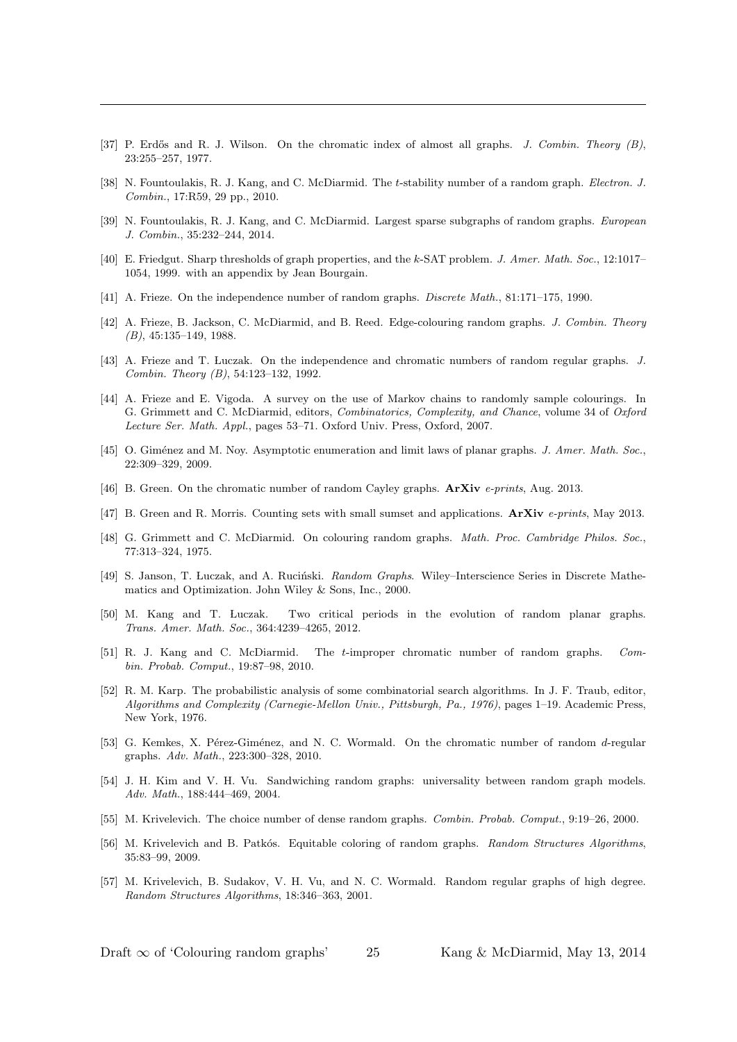[37] P. Erdős and R. J. Wilson. On the chromatic index of almost all graphs. *J. Combin. Theory (B)*, 23:255–257, 1977.

[38] N. Fountoulakis, R. J. Kang, and C. McDiarmid. The $t$-stability number of a random graph. *Electron. J. Combin.*, 17:R59, 29 pp., 2010.

[39] N. Fountoulakis, R. J. Kang, and C. McDiarmid. Largest sparse subgraphs of random graphs. *European J. Combin.*, 35:232–244, 2014.

[40] E. Friedgut. Sharp thresholds of graph properties, and the $k$-SAT problem. *J. Amer. Math. Soc.*, 12:1017–1054, 1999. with an appendix by Jean Bourgain.

[41] A. Frieze. On the independence number of random graphs. *Discrete Math.*, 81:171–175, 1990.

[42] A. Frieze, B. Jackson, C. McDiarmid, and B. Reed. Edge-colouring random graphs. *J. Combin. Theory (B)*, 45:135–149, 1988.

[43] A. Frieze and T. Łuczak. On the independence and chromatic numbers of random regular graphs. *J. Combin. Theory (B)*, 54:123–132, 1992.

[44] A. Frieze and E. Vigoda. A survey on the use of Markov chains to randomly sample colourings. In G. Grimmett and C. McDiarmid, editors, *Combinatorics, Complexity, and Chance*, volume 34 of *Oxford Lecture Ser. Math. Appl.*, pages 53–71. Oxford Univ. Press, Oxford, 2007.

[45] O. Giménez and M. Noy. Asymptotic enumeration and limit laws of planar graphs. *J. Amer. Math. Soc.*, 22:309–329, 2009.

[46] B. Green. On the chromatic number of random Cayley graphs. **ArXiv** *e-prints*, Aug. 2013.

[47] B. Green and R. Morris. Counting sets with small sumset and applications. **ArXiv** *e-prints*, May 2013.

[48] G. Grimmett and C. McDiarmid. On colouring random graphs. *Math. Proc. Cambridge Philos. Soc.*, 77:313–324, 1975.

[49] S. Janson, T. Łuczak, and A. Ruciński. *Random Graphs*. Wiley–Interscience Series in Discrete Mathematics and Optimization. John Wiley & Sons, Inc., 2000.

[50] M. Kang and T. Łuczak. Two critical periods in the evolution of random planar graphs. *Trans. Amer. Math. Soc.*, 364:4239–4265, 2012.

[51] R. J. Kang and C. McDiarmid. The $t$-improper chromatic number of random graphs. *Combin. Probab. Comput.*, 19:87–98, 2010.

[52] R. M. Karp. The probabilistic analysis of some combinatorial search algorithms. In J. F. Traub, editor, *Algorithms and Complexity (Carnegie-Mellon Univ., Pittsburgh, Pa., 1976)*, pages 1–19. Academic Press, New York, 1976.

[53] G. Kemkes, X. Pérez-Giménez, and N. C. Wormald. On the chromatic number of random $d$-regular graphs. *Adv. Math.*, 223:300–328, 2010.

[54] J. H. Kim and V. H. Vu. Sandwiching random graphs: universality between random graph models. *Adv. Math.*, 188:444–469, 2004.

[55] M. Krivelevich. The choice number of dense random graphs. *Combin. Probab. Comput.*, 9:19–26, 2000.

[56] M. Krivelevich and B. Patkós. Equitable coloring of random graphs. *Random Structures Algorithms*, 35:83–99, 2009.

[57] M. Krivelevich, B. Sudakov, V. H. Vu, and N. C. Wormald. Random regular graphs of high degree. *Random Structures Algorithms*, 18:346–363, 2001.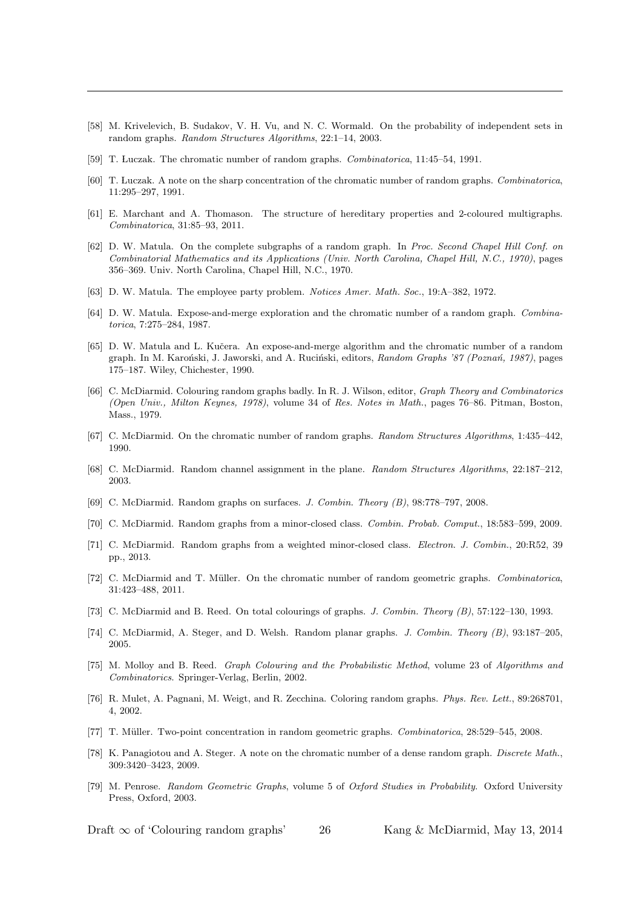[58] M. Krivelevich, B. Sudakov, V. H. Vu, and N. C. Wormald. On the probability of independent sets in random graphs. *Random Structures Algorithms*, 22:1–14, 2003.

[59] T. Łuczak. The chromatic number of random graphs. *Combinatorica*, 11:45–54, 1991.

[60] T. Łuczak. A note on the sharp concentration of the chromatic number of random graphs. *Combinatorica*, 11:295–297, 1991.

[61] E. Marchant and A. Thomason. The structure of hereditary properties and 2-coloured multigraphs. *Combinatorica*, 31:85–93, 2011.

[62] D. W. Matula. On the complete subgraphs of a random graph. In *Proc. Second Chapel Hill Conf. on Combinatorial Mathematics and its Applications (Univ. North Carolina, Chapel Hill, N.C., 1970)*, pages 356–369. Univ. North Carolina, Chapel Hill, N.C., 1970.

[63] D. W. Matula. The employee party problem. *Notices Amer. Math. Soc.*, 19:A–382, 1972.

[64] D. W. Matula. Expose-and-merge exploration and the chromatic number of a random graph. *Combinatorica*, 7:275–284, 1987.

[65] D. W. Matula and L. Kučera. An expose-and-merge algorithm and the chromatic number of a random graph. In M. Karoński, J. Jaworski, and A. Ruciński, editors, *Random Graphs '87 (Poznań, 1987)*, pages 175–187. Wiley, Chichester, 1990.

[66] C. McDiarmid. Colouring random graphs badly. In R. J. Wilson, editor, *Graph Theory and Combinatorics (Open Univ., Milton Keynes, 1978)*, volume 34 of *Res. Notes in Math.*, pages 76–86. Pitman, Boston, Mass., 1979.

[67] C. McDiarmid. On the chromatic number of random graphs. *Random Structures Algorithms*, 1:435–442, 1990.

[68] C. McDiarmid. Random channel assignment in the plane. *Random Structures Algorithms*, 22:187–212, 2003.

[69] C. McDiarmid. Random graphs on surfaces. *J. Combin. Theory (B)*, 98:778–797, 2008.

[70] C. McDiarmid. Random graphs from a minor-closed class. *Combin. Probab. Comput.*, 18:583–599, 2009.

[71] C. McDiarmid. Random graphs from a weighted minor-closed class. *Electron. J. Combin.*, 20:R52, 39 pp., 2013.

[72] C. McDiarmid and T. Müller. On the chromatic number of random geometric graphs. *Combinatorica*, 31:423–488, 2011.

[73] C. McDiarmid and B. Reed. On total colourings of graphs. *J. Combin. Theory (B)*, 57:122–130, 1993.

[74] C. McDiarmid, A. Steger, and D. Welsh. Random planar graphs. *J. Combin. Theory (B)*, 93:187–205, 2005.

[75] M. Molloy and B. Reed. *Graph Colouring and the Probabilistic Method*, volume 23 of *Algorithms and Combinatorics*. Springer-Verlag, Berlin, 2002.

[76] R. Mulet, A. Pagnani, M. Weigt, and R. Zecchina. Coloring random graphs. *Phys. Rev. Lett.*, 89:268701, 4, 2002.

[77] T. Müller. Two-point concentration in random geometric graphs. *Combinatorica*, 28:529–545, 2008.

[78] K. Panagiotou and A. Steger. A note on the chromatic number of a dense random graph. *Discrete Math.*, 309:3420–3423, 2009.

[79] M. Penrose. *Random Geometric Graphs*, volume 5 of *Oxford Studies in Probability*. Oxford University Press, Oxford, 2003.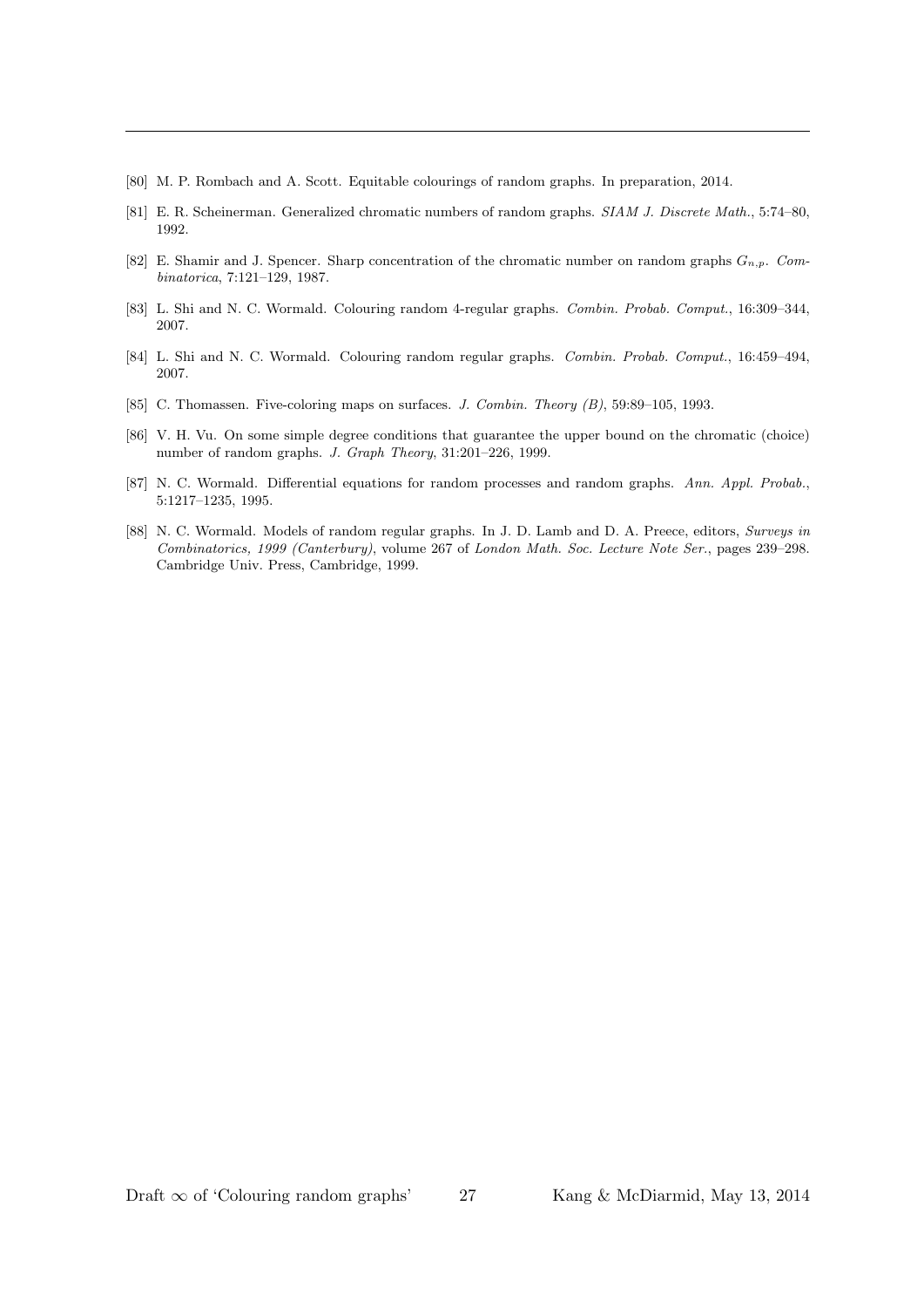[80] M. P. Rombach and A. Scott. Equitable colourings of random graphs. In preparation, 2014.

[81] E. R. Scheinerman. Generalized chromatic numbers of random graphs. *SIAM J. Discrete Math.*, 5:74–80, 1992.

[82] E. Shamir and J. Spencer. Sharp concentration of the chromatic number on random graphs $G_{n,p}$. *Combinatorica*, 7:121–129, 1987.

[83] L. Shi and N. C. Wormald. Colouring random 4-regular graphs. *Combin. Probab. Comput.*, 16:309–344, 2007.

[84] L. Shi and N. C. Wormald. Colouring random regular graphs. *Combin. Probab. Comput.*, 16:459–494, 2007.

[85] C. Thomassen. Five-coloring maps on surfaces. *J. Combin. Theory (B)*, 59:89–105, 1993.

[86] V. H. Vu. On some simple degree conditions that guarantee the upper bound on the chromatic (choice) number of random graphs. *J. Graph Theory*, 31:201–226, 1999.

[87] N. C. Wormald. Differential equations for random processes and random graphs. *Ann. Appl. Probab.*, 5:1217–1235, 1995.

[88] N. C. Wormald. Models of random regular graphs. In J. D. Lamb and D. A. Preece, editors, *Surveys in Combinatorics, 1999 (Canterbury)*, volume 267 of *London Math. Soc. Lecture Note Ser.*, pages 239–298. Cambridge Univ. Press, Cambridge, 1999.